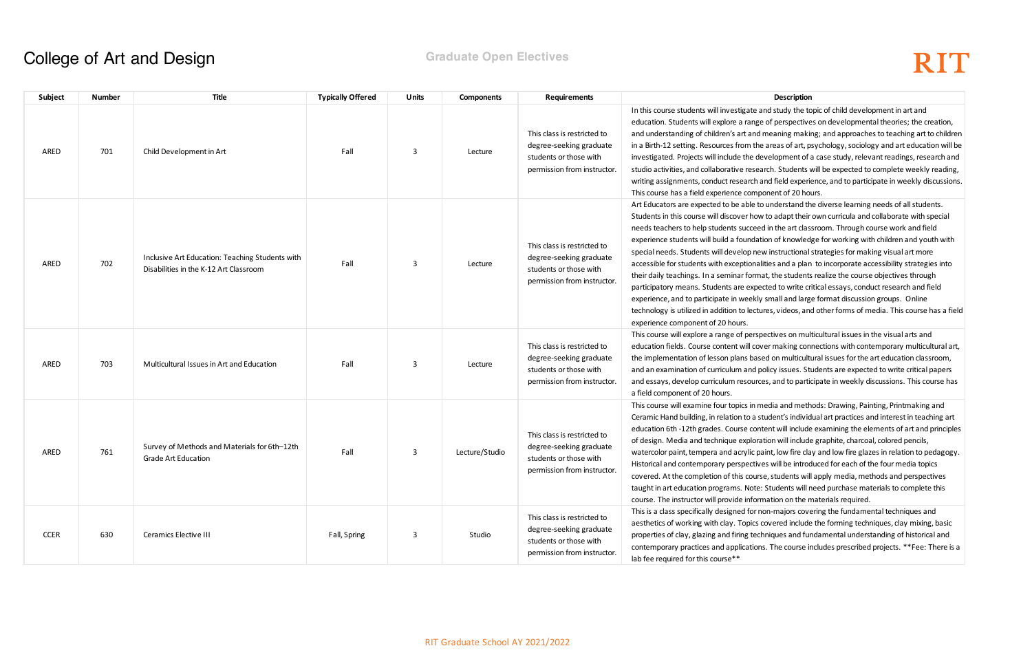# College of Art and Design

## Graduate Open Electives

| Subject | Number | Title | Typically Offered | Units | Components | Requirements | Description |
|---|---|---|---|---|---|---|---|
| ARED | 701 | Child Development in Art | Fall | 3 | Lecture | This class is restricted to degree-seeking graduate students or those with permission from instructor. | In this course students will investigate and study the topic of child development in art and education. Students will explore a range of perspectives on developmental theories; the creation, and understanding of children's art and meaning making; and approaches to teaching art to children in a Birth-12 setting. Resources from the areas of art, psychology, sociology and art education will be investigated. Projects will include the development of a case study, relevant readings, research and studio activities, and collaborative research. Students will be expected to complete weekly reading, writing assignments, conduct research and field experience, and to participate in weekly discussions. This course has a field experience component of 20 hours. |
| ARED | 702 | Inclusive Art Education: Teaching Students with Disabilities in the K-12 Art Classroom | Fall | 3 | Lecture | This class is restricted to degree-seeking graduate students or those with permission from instructor. | Art Educators are expected to be able to understand the diverse learning needs of all students. Students in this course will discover how to adapt their own curricula and collaborate with special needs teachers to help students succeed in the art classroom. Through course work and field experience students will build a foundation of knowledge for working with children and youth with special needs. Students will develop new instructional strategies for making visual art more accessible for students with exceptionalities and a plan to incorporate accessibility strategies into their daily teachings. In a seminar format, the students realize the course objectives through participatory means. Students are expected to write critical essays, conduct research and field experience, and to participate in weekly small and large format discussion groups. Online technology is utilized in addition to lectures, videos, and other forms of media. This course has a field experience component of 20 hours. |
| ARED | 703 | Multicultural Issues in Art and Education | Fall | 3 | Lecture | This class is restricted to degree-seeking graduate students or those with permission from instructor. | This course will explore a range of perspectives on multicultural issues in the visual arts and education fields. Course content will cover making connections with contemporary multicultural art, the implementation of lesson plans based on multicultural issues for the art education classroom, and an examination of curriculum and policy issues. Students are expected to write critical papers and essays, develop curriculum resources, and to participate in weekly discussions. This course has a field component of 20 hours. |
| ARED | 761 | Survey of Methods and Materials for 6th–12th Grade Art Education | Fall | 3 | Lecture/Studio | This class is restricted to degree-seeking graduate students or those with permission from instructor. | This course will examine four topics in media and methods: Drawing, Painting, Printmaking and Ceramic Hand building, in relation to a student's individual art practices and interest in teaching art education 6th -12th grades. Course content will include examining the elements of art and principles of design. Media and technique exploration will include graphite, charcoal, colored pencils, watercolor paint, tempera and acrylic paint, low fire clay and low fire glazes in relation to pedagogy. Historical and contemporary perspectives will be introduced for each of the four media topics covered. At the completion of this course, students will apply media, methods and perspectives taught in art education programs. Note: Students will need purchase materials to complete this course. The instructor will provide information on the materials required. |
| CCER | 630 | Ceramics Elective III | Fall, Spring | 3 | Studio | This class is restricted to degree-seeking graduate students or those with permission from instructor. | This is a class specifically designed for non-majors covering the fundamental techniques and aesthetics of working with clay. Topics covered include the forming techniques, clay mixing, basic properties of clay, glazing and firing techniques and fundamental understanding of historical and contemporary practices and applications. The course includes prescribed projects. **Fee: There is a lab fee required for this course** |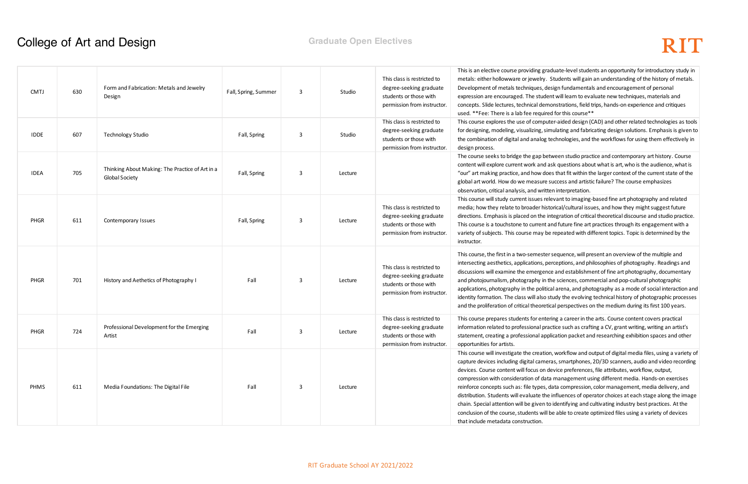# College of Art and Design

## Graduate Open Electives

| | | | | | | | |
|---|---|---|---|---|---|---|---|
| CMTJ | 630 | Form and Fabrication: Metals and Jewelry Design | Fall, Spring, Summer | 3 | Studio | This class is restricted to degree-seeking graduate students or those with permission from instructor. | This is an elective course providing graduate-level students an opportunity for introductory study in metals: either hollowware or jewelry. Students will gain an understanding of the history of metals. Development of metals techniques, design fundamentals and encouragement of personal expression are encouraged. The student will learn to evaluate new techniques, materials and concepts. Slide lectures, technical demonstrations, field trips, hands-on experience and critiques used. **Fee: There is a lab fee required for this course** |
| IDDE | 607 | Technology Studio | Fall, Spring | 3 | Studio | This class is restricted to degree-seeking graduate students or those with permission from instructor. | This course explores the use of computer-aided design (CAD) and other related technologies as tools for designing, modeling, visualizing, simulating and fabricating design solutions. Emphasis is given to the combination of digital and analog technologies, and the workflows for using them effectively in design process. |
| IDEA | 705 | Thinking About Making: The Practice of Art in a Global Society | Fall, Spring | 3 | Lecture | | The course seeks to bridge the gap between studio practice and contemporary art history. Course content will explore current work and ask questions about what is art, who is the audience, what is "our" art making practice, and how does that fit within the larger context of the current state of the global art world. How do we measure success and artistic failure? The course emphasizes observation, critical analysis, and written interpretation. |
| PHGR | 611 | Contemporary Issues | Fall, Spring | 3 | Lecture | This class is restricted to degree-seeking graduate students or those with permission from instructor. | This course will study current issues relevant to imaging-based fine art photography and related media; how they relate to broader historical/cultural issues, and how they might suggest future directions. Emphasis is placed on the integration of critical theoretical discourse and studio practice. This course is a touchstone to current and future fine art practices through its engagement with a variety of subjects. This course may be repeated with different topics. Topic is determined by the instructor. |
| PHGR | 701 | History and Aethetics of Photography I | Fall | 3 | Lecture | This class is restricted to degree-seeking graduate students or those with permission from instructor. | This course, the first in a two-semester sequence, will present an overview of the multiple and intersecting aesthetics, applications, perceptions, and philosophies of photography. Readings and discussions will examine the emergence and establishment of fine art photography, documentary and photojournalism, photography in the sciences, commercial and pop-cultural photographic applications, photography in the political arena, and photography as a mode of social interaction and identity formation. The class will also study the evolving technical history of photographic processes and the proliferation of critical theoretical perspectives on the medium during its first 100 years. |
| PHGR | 724 | Professional Development for the Emerging Artist | Fall | 3 | Lecture | This class is restricted to degree-seeking graduate students or those with permission from instructor. | This course prepares students for entering a career in the arts. Course content covers practical information related to professional practice such as crafting a CV, grant writing, writing an artist's statement, creating a professional application packet and researching exhibition spaces and other opportunities for artists. |
| PHMS | 611 | Media Foundations: The Digital File | Fall | 3 | Lecture | | This course will investigate the creation, workflow and output of digital media files, using a variety of capture devices including digital cameras, smartphones, 2D/3D scanners, audio and video recording devices. Course content will focus on device preferences, file attributes, workflow, output, compression with consideration of data management using different media. Hands-on exercises reinforce concepts such as: file types, data compression, color management, media delivery, and distribution. Students will evaluate the influences of operator choices at each stage along the image chain. Special attention will be given to identifying and cultivating industry best practices. At the conclusion of the course, students will be able to create optimized files using a variety of devices that include metadata construction. |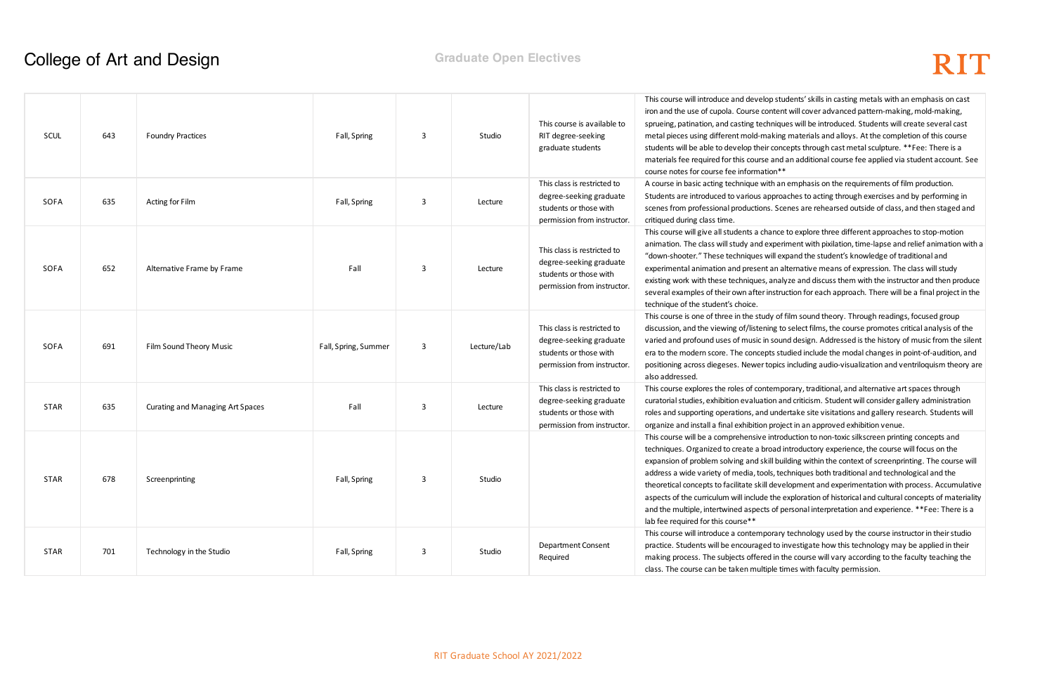# College of Art and Design

## Graduate Open Electives

| | | | | | | | |
|---|---|---|---|---|---|---|---|
| SCUL | 643 | Foundry Practices | Fall, Spring | 3 | Studio | This course is available to RIT degree-seeking graduate students | This course will introduce and develop students' skills in casting metals with an emphasis on cast iron and the use of cupola. Course content will cover advanced pattern-making, mold-making, sprueing, patination, and casting techniques will be introduced. Students will create several cast metal pieces using different mold-making materials and alloys. At the completion of this course students will be able to develop their concepts through cast metal sculpture. **Fee: There is a materials fee required for this course and an additional course fee applied via student account. See course notes for course fee information** |
| SOFA | 635 | Acting for Film | Fall, Spring | 3 | Lecture | This class is restricted to degree-seeking graduate students or those with permission from instructor. | A course in basic acting technique with an emphasis on the requirements of film production. Students are introduced to various approaches to acting through exercises and by performing in scenes from professional productions. Scenes are rehearsed outside of class, and then staged and critiqued during class time. |
| SOFA | 652 | Alternative Frame by Frame | Fall | 3 | Lecture | This class is restricted to degree-seeking graduate students or those with permission from instructor. | This course will give all students a chance to explore three different approaches to stop-motion animation. The class will study and experiment with pixilation, time-lapse and relief animation with a "down-shooter." These techniques will expand the student's knowledge of traditional and experimental animation and present an alternative means of expression. The class will study existing work with these techniques, analyze and discuss them with the instructor and then produce several examples of their own after instruction for each approach. There will be a final project in the technique of the student's choice. |
| SOFA | 691 | Film Sound Theory Music | Fall, Spring, Summer | 3 | Lecture/Lab | This class is restricted to degree-seeking graduate students or those with permission from instructor. | This course is one of three in the study of film sound theory. Through readings, focused group discussion, and the viewing of/listening to select films, the course promotes critical analysis of the varied and profound uses of music in sound design. Addressed is the history of music from the silent era to the modern score. The concepts studied include the modal changes in point-of-audition, and positioning across diegeses. Newer topics including audio-visualization and ventriloquism theory are also addressed. |
| STAR | 635 | Curating and Managing Art Spaces | Fall | 3 | Lecture | This class is restricted to degree-seeking graduate students or those with permission from instructor. | This course explores the roles of contemporary, traditional, and alternative art spaces through curatorial studies, exhibition evaluation and criticism. Student will consider gallery administration roles and supporting operations, and undertake site visitations and gallery research. Students will organize and install a final exhibition project in an approved exhibition venue. |
| STAR | 678 | Screenprinting | Fall, Spring | 3 | Studio | | This course will be a comprehensive introduction to non-toxic silkscreen printing concepts and techniques. Organized to create a broad introductory experience, the course will focus on the expansion of problem solving and skill building within the context of screenprinting. The course will address a wide variety of media, tools, techniques both traditional and technological and the theoretical concepts to facilitate skill development and experimentation with process. Accumulative aspects of the curriculum will include the exploration of historical and cultural concepts of materiality and the multiple, intertwined aspects of personal interpretation and experience. **Fee: There is a lab fee required for this course** |
| STAR | 701 | Technology in the Studio | Fall, Spring | 3 | Studio | Department Consent Required | This course will introduce a contemporary technology used by the course instructor in their studio practice. Students will be encouraged to investigate how this technology may be applied in their making process. The subjects offered in the course will vary according to the faculty teaching the class. The course can be taken multiple times with faculty permission. |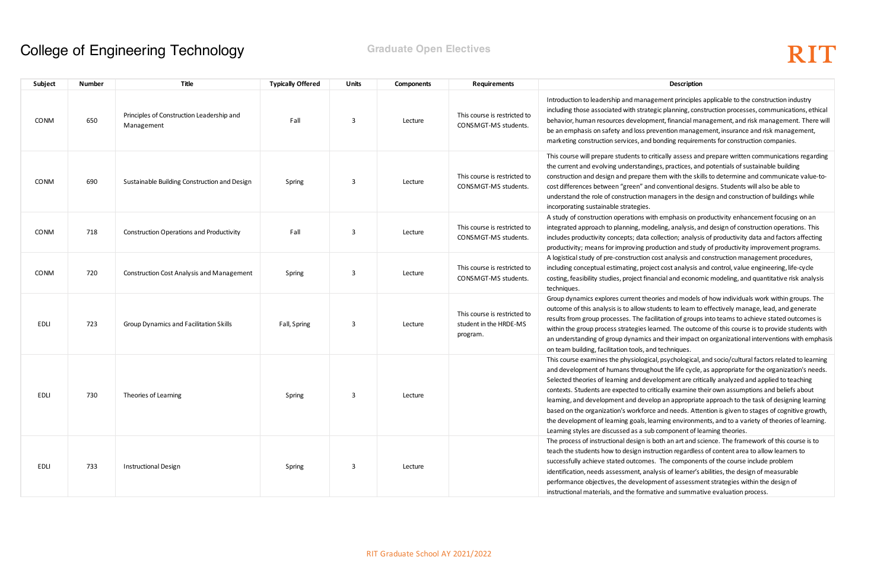# College of Engineering Technology

## Graduate Open Electives

| Subject | Number | Title | Typically Offered | Units | Components | Requirements | Description |
|---|---|---|---|---|---|---|---|
| CONM | 650 | Principles of Construction Leadership and Management | Fall | 3 | Lecture | This course is restricted to CONSMGT-MS students. | Introduction to leadership and management principles applicable to the construction industry including those associated with strategic planning, construction processes, communications, ethical behavior, human resources development, financial management, and risk management. There will be an emphasis on safety and loss prevention management, insurance and risk management, marketing construction services, and bonding requirements for construction companies. |
| CONM | 690 | Sustainable Building Construction and Design | Spring | 3 | Lecture | This course is restricted to CONSMGT-MS students. | This course will prepare students to critically assess and prepare written communications regarding the current and evolving understandings, practices, and potentials of sustainable building construction and design and prepare them with the skills to determine and communicate value-to-cost differences between "green" and conventional designs. Students will also be able to understand the role of construction managers in the design and construction of buildings while incorporating sustainable strategies. |
| CONM | 718 | Construction Operations and Productivity | Fall | 3 | Lecture | This course is restricted to CONSMGT-MS students. | A study of construction operations with emphasis on productivity enhancement focusing on an integrated approach to planning, modeling, analysis, and design of construction operations. This includes productivity concepts; data collection; analysis of productivity data and factors affecting productivity; means for improving production and study of productivity improvement programs. |
| CONM | 720 | Construction Cost Analysis and Management | Spring | 3 | Lecture | This course is restricted to CONSMGT-MS students. | A logistical study of pre-construction cost analysis and construction management procedures, including conceptual estimating, project cost analysis and control, value engineering, life-cycle costing, feasibility studies, project financial and economic modeling, and quantitative risk analysis techniques. |
| EDLI | 723 | Group Dynamics and Facilitation Skills | Fall, Spring | 3 | Lecture | This course is restricted to student in the HRDE-MS program. | Group dynamics explores current theories and models of how individuals work within groups. The outcome of this analysis is to allow students to learn to effectively manage, lead, and generate results from group processes. The facilitation of groups into teams to achieve stated outcomes is within the group process strategies learned. The outcome of this course is to provide students with an understanding of group dynamics and their impact on organizational interventions with emphasis on team building, facilitation tools, and techniques. |
| EDLI | 730 | Theories of Learning | Spring | 3 | Lecture | | This course examines the physiological, psychological, and socio/cultural factors related to learning and development of humans throughout the life cycle, as appropriate for the organization's needs. Selected theories of learning and development are critically analyzed and applied to teaching contexts. Students are expected to critically examine their own assumptions and beliefs about learning, and development and develop an appropriate approach to the task of designing learning based on the organization's workforce and needs. Attention is given to stages of cognitive growth, the development of learning goals, learning environments, and to a variety of theories of learning. Learning styles are discussed as a sub component of learning theories. |
| EDLI | 733 | Instructional Design | Spring | 3 | Lecture | | The process of instructional design is both an art and science. The framework of this course is to teach the students how to design instruction regardless of content area to allow learners to successfully achieve stated outcomes. The components of the course include problem identification, needs assessment, analysis of learner's abilities, the design of measurable performance objectives, the development of assessment strategies within the design of instructional materials, and the formative and summative evaluation process. |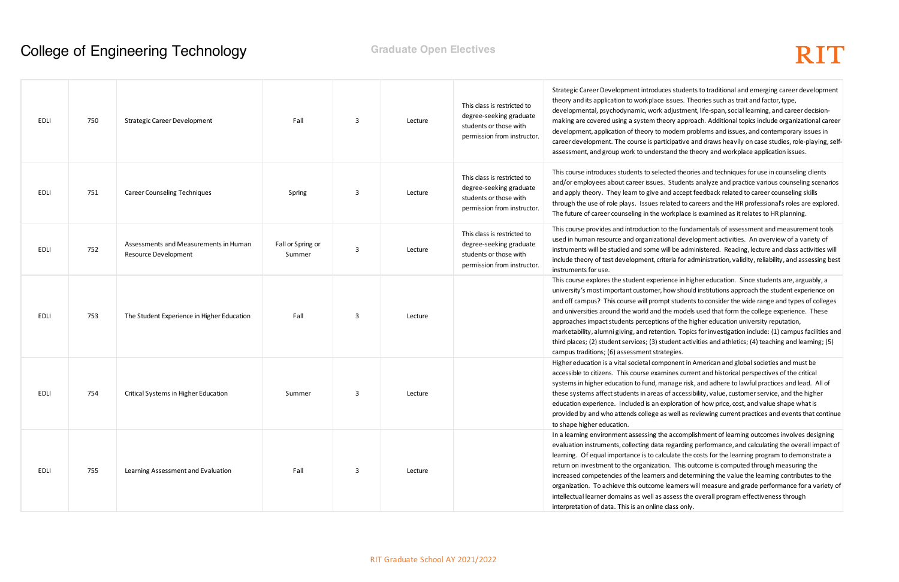# College of Engineering Technology

**Graduate Open Electives**

| | | | | | | | |
|---|---|---|---|---|---|---|---|
| EDLI | 750 | Strategic Career Development | Fall | 3 | Lecture | This class is restricted to degree-seeking graduate students or those with permission from instructor. | Strategic Career Development introduces students to traditional and emerging career development theory and its application to workplace issues. Theories such as trait and factor, type, developmental, psychodynamic, work adjustment, life-span, social learning, and career decision-making are covered using a system theory approach. Additional topics include organizational career development, application of theory to modern problems and issues, and contemporary issues in career development. The course is participative and draws heavily on case studies, role-playing, self-assessment, and group work to understand the theory and workplace application issues. |
| EDLI | 751 | Career Counseling Techniques | Spring | 3 | Lecture | This class is restricted to degree-seeking graduate students or those with permission from instructor. | This course introduces students to selected theories and techniques for use in counseling clients and/or employees about career issues. Students analyze and practice various counseling scenarios and apply theory. They learn to give and accept feedback related to career counseling skills through the use of role plays. Issues related to careers and the HR professional's roles are explored. The future of career counseling in the workplace is examined as it relates to HR planning. |
| EDLI | 752 | Assessments and Measurements in Human Resource Development | Fall or Spring or Summer | 3 | Lecture | This class is restricted to degree-seeking graduate students or those with permission from instructor. | This course provides and introduction to the fundamentals of assessment and measurement tools used in human resource and organizational development activities. An overview of a variety of instruments will be studied and some will be administered. Reading, lecture and class activities will include theory of test development, criteria for administration, validity, reliability, and assessing best instruments for use. |
| EDLI | 753 | The Student Experience in Higher Education | Fall | 3 | Lecture | | This course explores the student experience in higher education. Since students are, arguably, a university's most important customer, how should institutions approach the student experience on and off campus? This course will prompt students to consider the wide range and types of colleges and universities around the world and the models used that form the college experience. These approaches impact students perceptions of the higher education university reputation, marketability, alumni giving, and retention. Topics for investigation include: (1) campus facilities and third places; (2) student services; (3) student activities and athletics; (4) teaching and learning; (5) campus traditions; (6) assessment strategies. |
| EDLI | 754 | Critical Systems in Higher Education | Summer | 3 | Lecture | | Higher education is a vital societal component in American and global societies and must be accessible to citizens. This course examines current and historical perspectives of the critical systems in higher education to fund, manage risk, and adhere to lawful practices and lead. All of these systems affect students in areas of accessibility, value, customer service, and the higher education experience. Included is an exploration of how price, cost, and value shape what is provided by and who attends college as well as reviewing current practices and events that continue to shape higher education. |
| EDLI | 755 | Learning Assessment and Evaluation | Fall | 3 | Lecture | | In a learning environment assessing the accomplishment of learning outcomes involves designing evaluation instruments, collecting data regarding performance, and calculating the overall impact of learning. Of equal importance is to calculate the costs for the learning program to demonstrate a return on investment to the organization. This outcome is computed through measuring the increased competencies of the learners and determining the value the learning contributes to the organization. To achieve this outcome learners will measure and grade performance for a variety of intellectual learner domains as well as assess the overall program effectiveness through interpretation of data. This is an online class only. |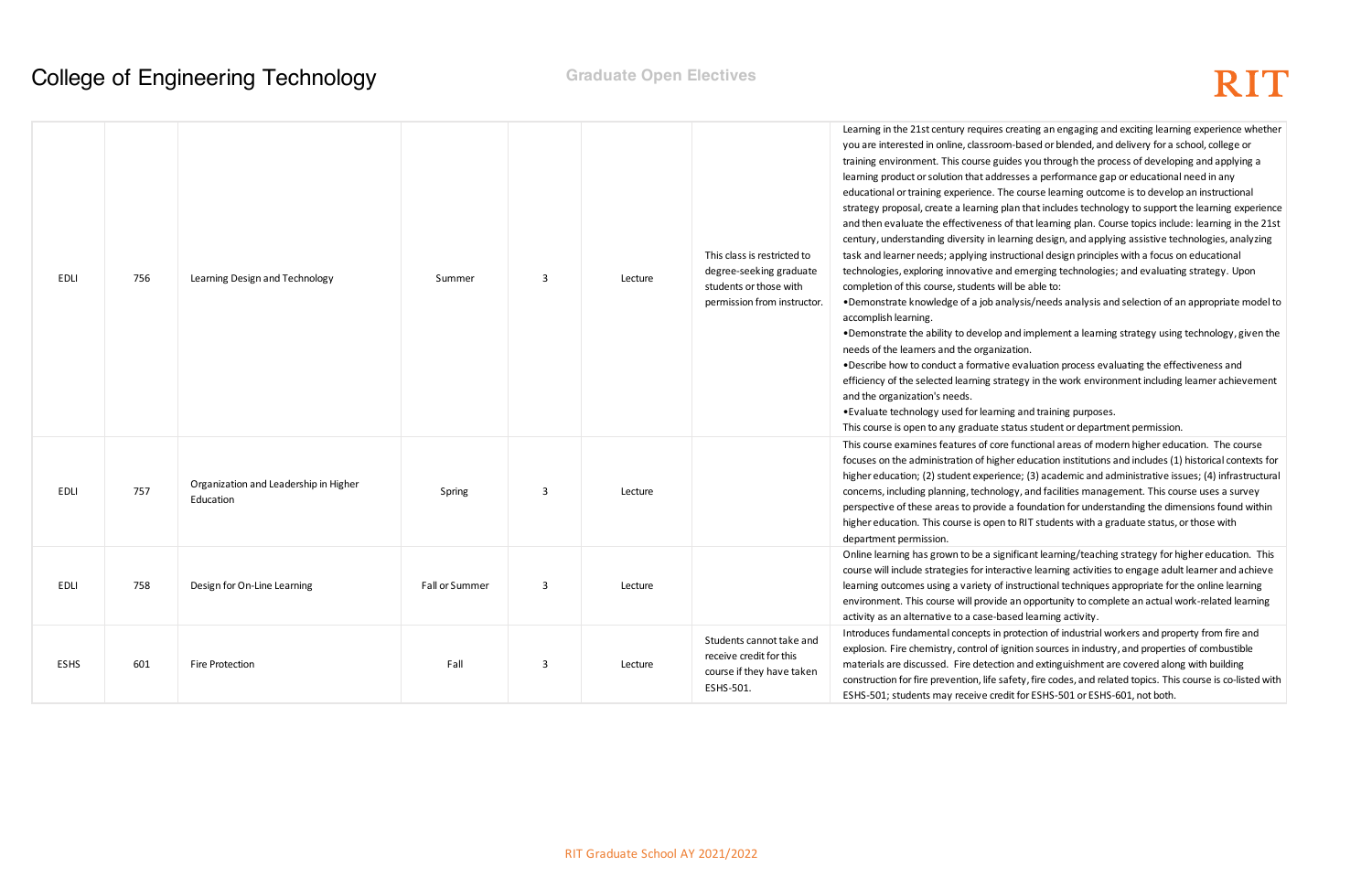# College of Engineering Technology

## Graduate Open Electives

| | | | | | | | |
|---|---|---|---|---|---|---|---|
| EDLI | 756 | Learning Design and Technology | Summer | 3 | Lecture | This class is restricted to degree-seeking graduate students or those with permission from instructor. | Learning in the 21st century requires creating an engaging and exciting learning experience whether you are interested in online, classroom-based or blended, and delivery for a school, college or training environment. This course guides you through the process of developing and applying a learning product or solution that addresses a performance gap or educational need in any educational or training experience. The course learning outcome is to develop an instructional strategy proposal, create a learning plan that includes technology to support the learning experience and then evaluate the effectiveness of that learning plan. Course topics include: learning in the 21st century, understanding diversity in learning design, and applying assistive technologies, analyzing task and learner needs; applying instructional design principles with a focus on educational technologies, exploring innovative and emerging technologies; and evaluating strategy. Upon completion of this course, students will be able to: •Demonstrate knowledge of a job analysis/needs analysis and selection of an appropriate model to accomplish learning. •Demonstrate the ability to develop and implement a learning strategy using technology, given the needs of the learners and the organization. •Describe how to conduct a formative evaluation process evaluating the effectiveness and efficiency of the selected learning strategy in the work environment including learner achievement and the organization's needs. •Evaluate technology used for learning and training purposes. This course is open to any graduate status student or department permission. |
| EDLI | 757 | Organization and Leadership in Higher Education | Spring | 3 | Lecture | | This course examines features of core functional areas of modern higher education. The course focuses on the administration of higher education institutions and includes (1) historical contexts for higher education; (2) student experience; (3) academic and administrative issues; (4) infrastructural concerns, including planning, technology, and facilities management. This course uses a survey perspective of these areas to provide a foundation for understanding the dimensions found within higher education. This course is open to RIT students with a graduate status, or those with department permission. |
| EDLI | 758 | Design for On-Line Learning | Fall or Summer | 3 | Lecture | | Online learning has grown to be a significant learning/teaching strategy for higher education. This course will include strategies for interactive learning activities to engage adult learner and achieve learning outcomes using a variety of instructional techniques appropriate for the online learning environment. This course will provide an opportunity to complete an actual work-related learning activity as an alternative to a case-based learning activity. |
| ESHS | 601 | Fire Protection | Fall | 3 | Lecture | Students cannot take and receive credit for this course if they have taken ESHS-501. | Introduces fundamental concepts in protection of industrial workers and property from fire and explosion. Fire chemistry, control of ignition sources in industry, and properties of combustible materials are discussed. Fire detection and extinguishment are covered along with building construction for fire prevention, life safety, fire codes, and related topics. This course is co-listed with ESHS-501; students may receive credit for ESHS-501 or ESHS-601, not both. |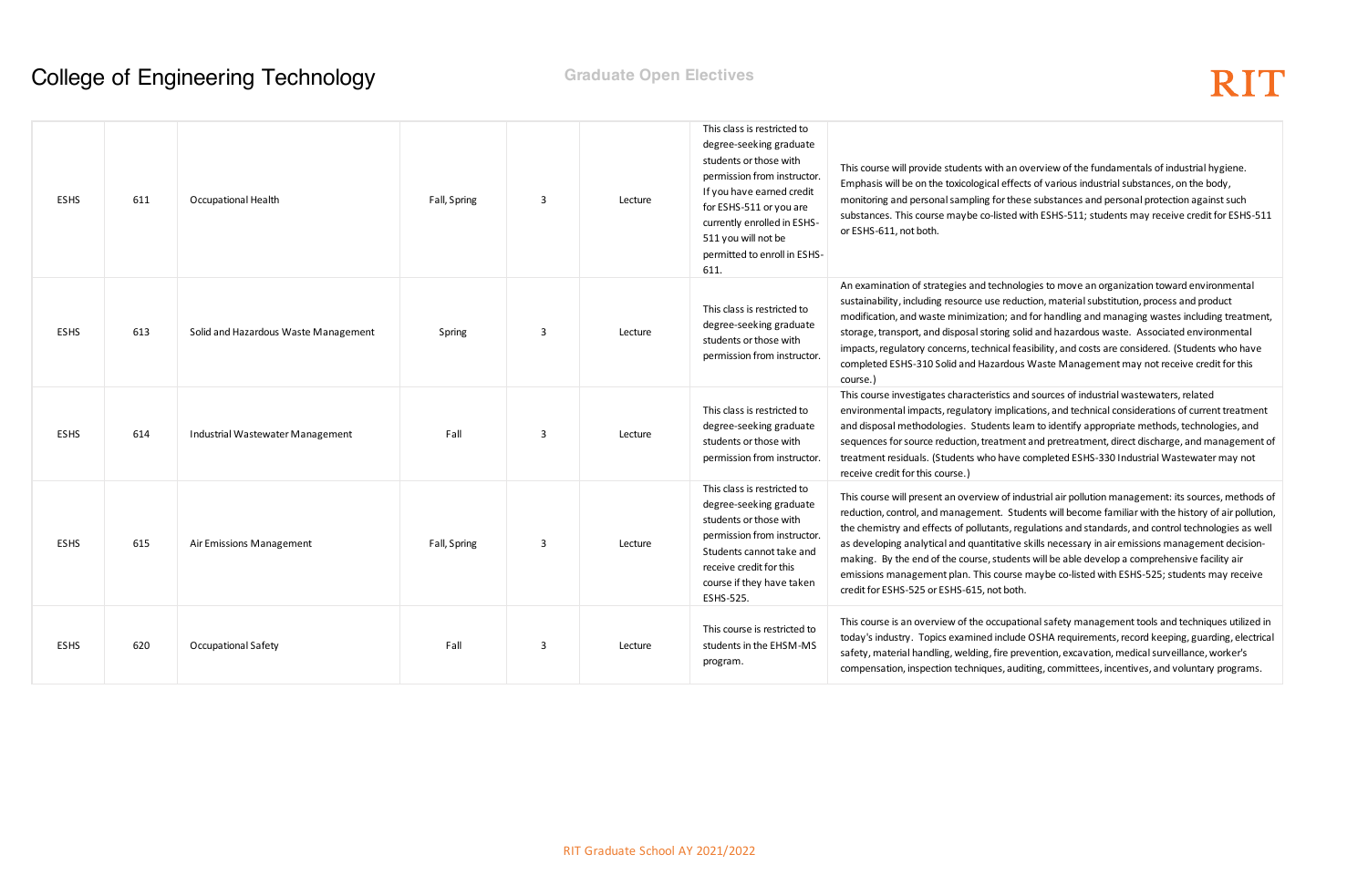# College of Engineering Technology

**Graduate Open Electives**

| | | | | | | | |
|---|---|---|---|---|---|---|---|
| ESHS | 611 | Occupational Health | Fall, Spring | 3 | Lecture | This class is restricted to degree-seeking graduate students or those with permission from instructor. If you have earned credit for ESHS-511 or you are currently enrolled in ESHS-511 you will not be permitted to enroll in ESHS-611. | This course will provide students with an overview of the fundamentals of industrial hygiene. Emphasis will be on the toxicological effects of various industrial substances, on the body, monitoring and personal sampling for these substances and personal protection against such substances. This course maybe co-listed with ESHS-511; students may receive credit for ESHS-511 or ESHS-611, not both. |
| ESHS | 613 | Solid and Hazardous Waste Management | Spring | 3 | Lecture | This class is restricted to degree-seeking graduate students or those with permission from instructor. | An examination of strategies and technologies to move an organization toward environmental sustainability, including resource use reduction, material substitution, process and product modification, and waste minimization; and for handling and managing wastes including treatment, storage, transport, and disposal storing solid and hazardous waste. Associated environmental impacts, regulatory concerns, technical feasibility, and costs are considered. (Students who have completed ESHS-310 Solid and Hazardous Waste Management may not receive credit for this course.) |
| ESHS | 614 | Industrial Wastewater Management | Fall | 3 | Lecture | This class is restricted to degree-seeking graduate students or those with permission from instructor. | This course investigates characteristics and sources of industrial wastewaters, related environmental impacts, regulatory implications, and technical considerations of current treatment and disposal methodologies. Students learn to identify appropriate methods, technologies, and sequences for source reduction, treatment and pretreatment, direct discharge, and management of treatment residuals. (Students who have completed ESHS-330 Industrial Wastewater may not receive credit for this course.) |
| ESHS | 615 | Air Emissions Management | Fall, Spring | 3 | Lecture | This class is restricted to degree-seeking graduate students or those with permission from instructor. Students cannot take and receive credit for this course if they have taken ESHS-525. | This course will present an overview of industrial air pollution management: its sources, methods of reduction, control, and management. Students will become familiar with the history of air pollution, the chemistry and effects of pollutants, regulations and standards, and control technologies as well as developing analytical and quantitative skills necessary in air emissions management decision-making. By the end of the course, students will be able develop a comprehensive facility air emissions management plan. This course maybe co-listed with ESHS-525; students may receive credit for ESHS-525 or ESHS-615, not both. |
| ESHS | 620 | Occupational Safety | Fall | 3 | Lecture | This course is restricted to students in the EHSM-MS program. | This course is an overview of the occupational safety management tools and techniques utilized in today's industry. Topics examined include OSHA requirements, record keeping, guarding, electrical safety, material handling, welding, fire prevention, excavation, medical surveillance, worker's compensation, inspection techniques, auditing, committees, incentives, and voluntary programs. |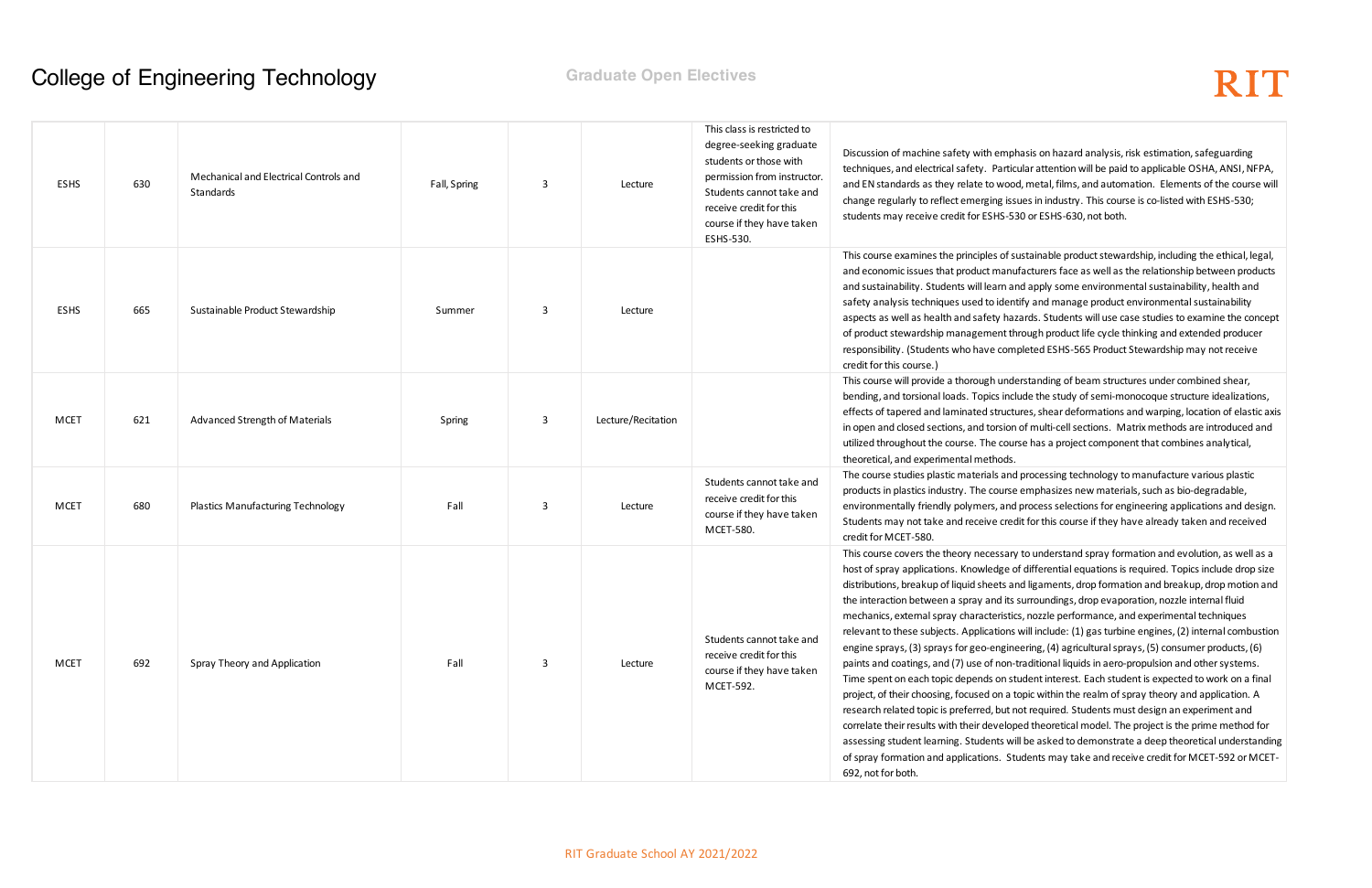# College of Engineering Technology

## Graduate Open Electives

| | | | | | | | |
|---|---|---|---|---|---|---|---|
| ESHS | 630 | Mechanical and Electrical Controls and Standards | Fall, Spring | 3 | Lecture | This class is restricted to degree-seeking graduate students or those with permission from instructor. Students cannot take and receive credit for this course if they have taken ESHS-530. | Discussion of machine safety with emphasis on hazard analysis, risk estimation, safeguarding techniques, and electrical safety. Particular attention will be paid to applicable OSHA, ANSI, NFPA, and EN standards as they relate to wood, metal, films, and automation. Elements of the course will change regularly to reflect emerging issues in industry. This course is co-listed with ESHS-530; students may receive credit for ESHS-530 or ESHS-630, not both. |
| ESHS | 665 | Sustainable Product Stewardship | Summer | 3 | Lecture | | This course examines the principles of sustainable product stewardship, including the ethical, legal, and economic issues that product manufacturers face as well as the relationship between products and sustainability. Students will learn and apply some environmental sustainability, health and safety analysis techniques used to identify and manage product environmental sustainability aspects as well as health and safety hazards. Students will use case studies to examine the concept of product stewardship management through product life cycle thinking and extended producer responsibility. (Students who have completed ESHS-565 Product Stewardship may not receive credit for this course.) |
| MCET | 621 | Advanced Strength of Materials | Spring | 3 | Lecture/Recitation | | This course will provide a thorough understanding of beam structures under combined shear, bending, and torsional loads. Topics include the study of semi-monocoque structure idealizations, effects of tapered and laminated structures, shear deformations and warping, location of elastic axis in open and closed sections, and torsion of multi-cell sections. Matrix methods are introduced and utilized throughout the course. The course has a project component that combines analytical, theoretical, and experimental methods. |
| MCET | 680 | Plastics Manufacturing Technology | Fall | 3 | Lecture | Students cannot take and receive credit for this course if they have taken MCET-580. | The course studies plastic materials and processing technology to manufacture various plastic products in plastics industry. The course emphasizes new materials, such as bio-degradable, environmentally friendly polymers, and process selections for engineering applications and design. Students may not take and receive credit for this course if they have already taken and received credit for MCET-580. |
| MCET | 692 | Spray Theory and Application | Fall | 3 | Lecture | Students cannot take and receive credit for this course if they have taken MCET-592. | This course covers the theory necessary to understand spray formation and evolution, as well as a host of spray applications. Knowledge of differential equations is required. Topics include drop size distributions, breakup of liquid sheets and ligaments, drop formation and breakup, drop motion and the interaction between a spray and its surroundings, drop evaporation, nozzle internal fluid mechanics, external spray characteristics, nozzle performance, and experimental techniques relevant to these subjects. Applications will include: (1) gas turbine engines, (2) internal combustion engine sprays, (3) sprays for geo-engineering, (4) agricultural sprays, (5) consumer products, (6) paints and coatings, and (7) use of non-traditional liquids in aero-propulsion and other systems. Time spent on each topic depends on student interest. Each student is expected to work on a final project, of their choosing, focused on a topic within the realm of spray theory and application. A research related topic is preferred, but not required. Students must design an experiment and correlate their results with their developed theoretical model. The project is the prime method for assessing student learning. Students will be asked to demonstrate a deep theoretical understanding of spray formation and applications. Students may take and receive credit for MCET-592 or MCET-692, not for both. |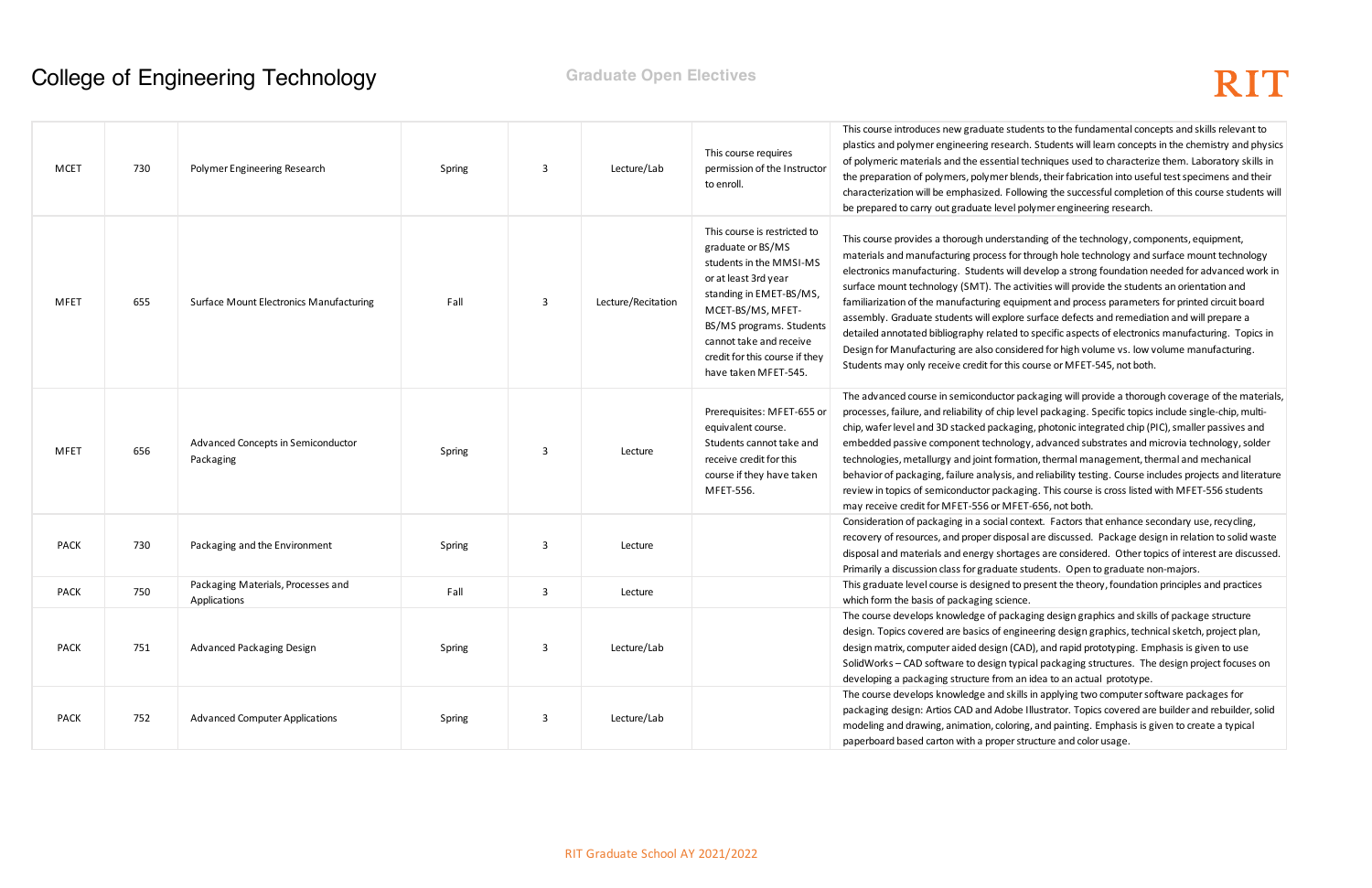# College of Engineering Technology

## Graduate Open Electives

| | | | | | | | |
|---|---|---|---|---|---|---|---|
| MCET | 730 | Polymer Engineering Research | Spring | 3 | Lecture/Lab | This course requires permission of the Instructor to enroll. | This course introduces new graduate students to the fundamental concepts and skills relevant to plastics and polymer engineering research. Students will learn concepts in the chemistry and physics of polymeric materials and the essential techniques used to characterize them. Laboratory skills in the preparation of polymers, polymer blends, their fabrication into useful test specimens and their characterization will be emphasized. Following the successful completion of this course students will be prepared to carry out graduate level polymer engineering research. |
| MFET | 655 | Surface Mount Electronics Manufacturing | Fall | 3 | Lecture/Recitation | This course is restricted to graduate or BS/MS students in the MMSI-MS or at least 3rd year standing in EMET-BS/MS, MCET-BS/MS, MFET-BS/MS programs. Students cannot take and receive credit for this course if they have taken MFET-545. | This course provides a thorough understanding of the technology, components, equipment, materials and manufacturing process for through hole technology and surface mount technology electronics manufacturing. Students will develop a strong foundation needed for advanced work in surface mount technology (SMT). The activities will provide the students an orientation and familiarization of the manufacturing equipment and process parameters for printed circuit board assembly. Graduate students will explore surface defects and remediation and will prepare a detailed annotated bibliography related to specific aspects of electronics manufacturing. Topics in Design for Manufacturing are also considered for high volume vs. low volume manufacturing. Students may only receive credit for this course or MFET-545, not both. |
| MFET | 656 | Advanced Concepts in Semiconductor Packaging | Spring | 3 | Lecture | Prerequisites: MFET-655 or equivalent course. Students cannot take and receive credit for this course if they have taken MFET-556. | The advanced course in semiconductor packaging will provide a thorough coverage of the materials, processes, failure, and reliability of chip level packaging. Specific topics include single-chip, multi-chip, wafer level and 3D stacked packaging, photonic integrated chip (PIC), smaller passives and embedded passive component technology, advanced substrates and microvia technology, solder technologies, metallurgy and joint formation, thermal management, thermal and mechanical behavior of packaging, failure analysis, and reliability testing. Course includes projects and literature review in topics of semiconductor packaging. This course is cross listed with MFET-556 students may receive credit for MFET-556 or MFET-656, not both. |
| PACK | 730 | Packaging and the Environment | Spring | 3 | Lecture | | Consideration of packaging in a social context. Factors that enhance secondary use, recycling, recovery of resources, and proper disposal are discussed. Package design in relation to solid waste disposal and materials and energy shortages are considered. Other topics of interest are discussed. Primarily a discussion class for graduate students. Open to graduate non-majors. |
| PACK | 750 | Packaging Materials, Processes and Applications | Fall | 3 | Lecture | | This graduate level course is designed to present the theory, foundation principles and practices which form the basis of packaging science. |
| PACK | 751 | Advanced Packaging Design | Spring | 3 | Lecture/Lab | | The course develops knowledge of packaging design graphics and skills of package structure design. Topics covered are basics of engineering design graphics, technical sketch, project plan, design matrix, computer aided design (CAD), and rapid prototyping. Emphasis is given to use SolidWorks – CAD software to design typical packaging structures. The design project focuses on developing a packaging structure from an idea to an actual prototype. |
| PACK | 752 | Advanced Computer Applications | Spring | 3 | Lecture/Lab | | The course develops knowledge and skills in applying two computer software packages for packaging design: Artios CAD and Adobe Illustrator. Topics covered are builder and rebuilder, solid modeling and drawing, animation, coloring, and painting. Emphasis is given to create a typical paperboard based carton with a proper structure and color usage. |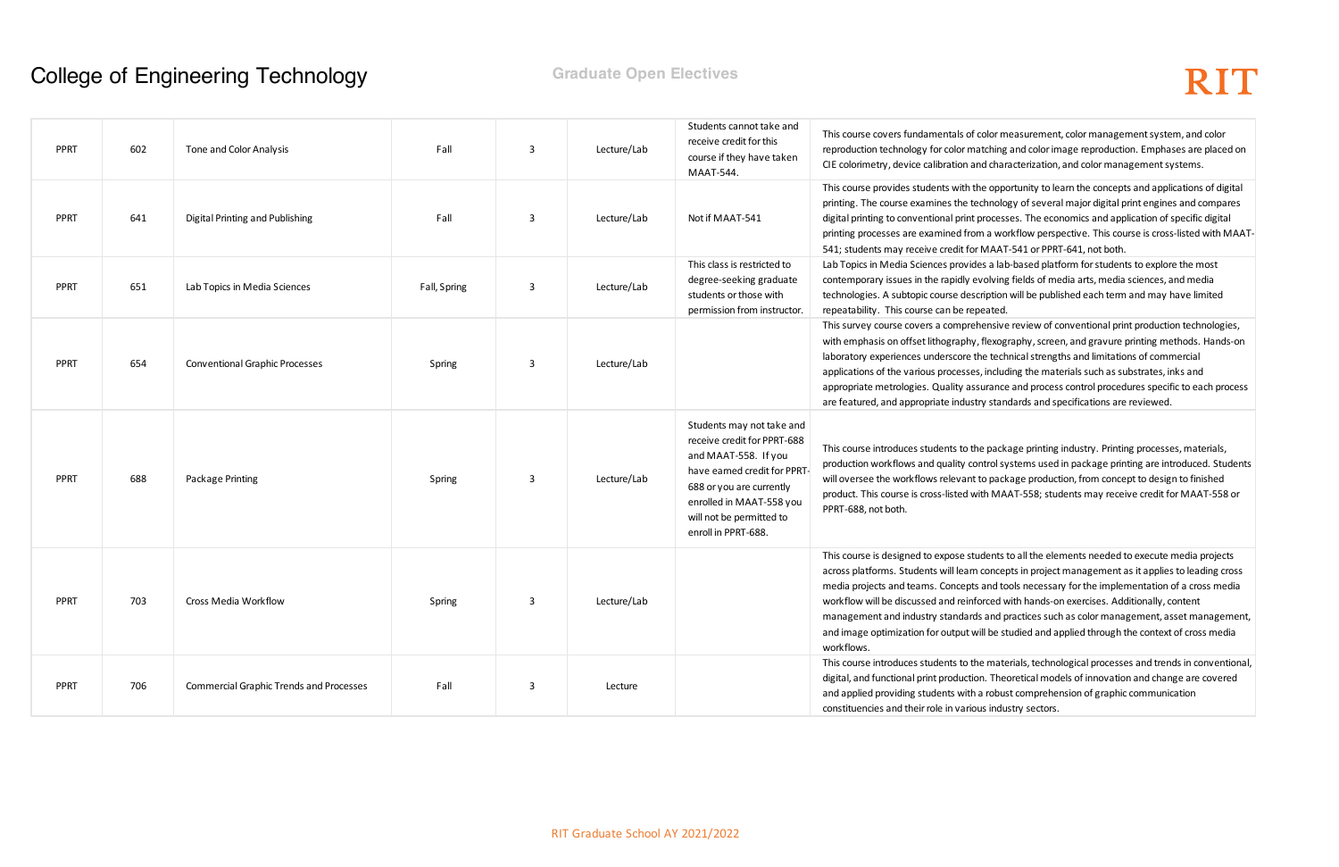# College of Engineering Technology

## Graduate Open Electives

| | | | | | | | |
|---|---|---|---|---|---|---|---|
| PPRT | 602 | Tone and Color Analysis | Fall | 3 | Lecture/Lab | Students cannot take and receive credit for this course if they have taken MAAT-544. | This course covers fundamentals of color measurement, color management system, and color reproduction technology for color matching and color image reproduction. Emphases are placed on CIE colorimetry, device calibration and characterization, and color management systems. |
| PPRT | 641 | Digital Printing and Publishing | Fall | 3 | Lecture/Lab | Not if MAAT-541 | This course provides students with the opportunity to learn the concepts and applications of digital printing. The course examines the technology of several major digital print engines and compares digital printing to conventional print processes. The economics and application of specific digital printing processes are examined from a workflow perspective. This course is cross-listed with MAAT-541; students may receive credit for MAAT-541 or PPRT-641, not both. |
| PPRT | 651 | Lab Topics in Media Sciences | Fall, Spring | 3 | Lecture/Lab | This class is restricted to degree-seeking graduate students or those with permission from instructor. | Lab Topics in Media Sciences provides a lab-based platform for students to explore the most contemporary issues in the rapidly evolving fields of media arts, media sciences, and media technologies. A subtopic course description will be published each term and may have limited repeatability. This course can be repeated. |
| PPRT | 654 | Conventional Graphic Processes | Spring | 3 | Lecture/Lab | | This survey course covers a comprehensive review of conventional print production technologies, with emphasis on offset lithography, flexography, screen, and gravure printing methods. Hands-on laboratory experiences underscore the technical strengths and limitations of commercial applications of the various processes, including the materials such as substrates, inks and appropriate metrologies. Quality assurance and process control procedures specific to each process are featured, and appropriate industry standards and specifications are reviewed. |
| PPRT | 688 | Package Printing | Spring | 3 | Lecture/Lab | Students may not take and receive credit for PPRT-688 and MAAT-558. If you have earned credit for PPRT-688 or you are currently enrolled in MAAT-558 you will not be permitted to enroll in PPRT-688. | This course introduces students to the package printing industry. Printing processes, materials, production workflows and quality control systems used in package printing are introduced. Students will oversee the workflows relevant to package production, from concept to design to finished product. This course is cross-listed with MAAT-558; students may receive credit for MAAT-558 or PPRT-688, not both. |
| PPRT | 703 | Cross Media Workflow | Spring | 3 | Lecture/Lab | | This course is designed to expose students to all the elements needed to execute media projects across platforms. Students will learn concepts in project management as it applies to leading cross media projects and teams. Concepts and tools necessary for the implementation of a cross media workflow will be discussed and reinforced with hands-on exercises. Additionally, content management and industry standards and practices such as color management, asset management, and image optimization for output will be studied and applied through the context of cross media workflows. |
| PPRT | 706 | Commercial Graphic Trends and Processes | Fall | 3 | Lecture | | This course introduces students to the materials, technological processes and trends in conventional, digital, and functional print production. Theoretical models of innovation and change are covered and applied providing students with a robust comprehension of graphic communication constituencies and their role in various industry sectors. |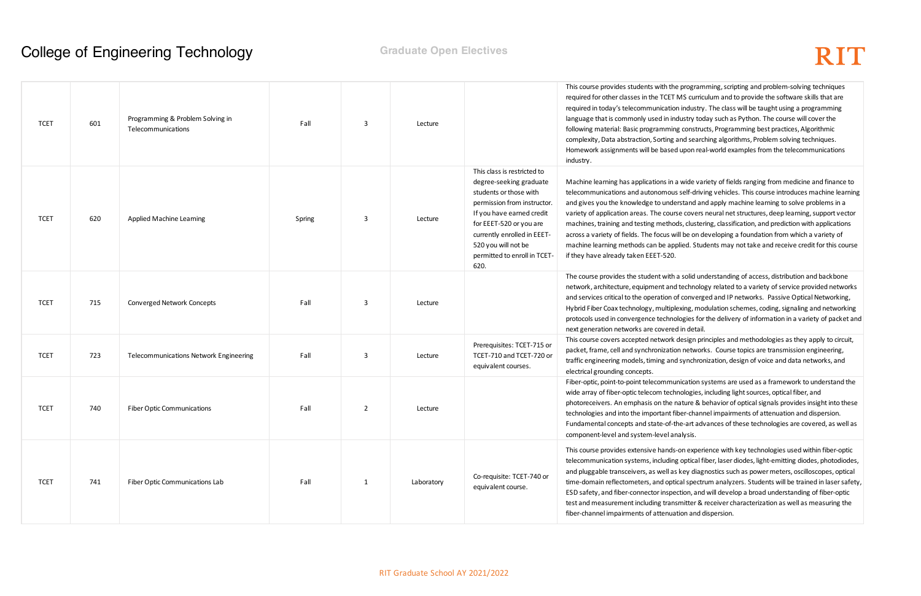# College of Engineering Technology

## Graduate Open Electives

| | | | | | | | |
|---|---|---|---|---|---|---|---|
| TCET | 601 | Programming & Problem Solving in Telecommunications | Fall | 3 | Lecture | | This course provides students with the programming, scripting and problem-solving techniques required for other classes in the TCET MS curriculum and to provide the software skills that are required in today's telecommunication industry. The class will be taught using a programming language that is commonly used in industry today such as Python. The course will cover the following material: Basic programming constructs, Programming best practices, Algorithmic complexity, Data abstraction, Sorting and searching algorithms, Problem solving techniques. Homework assignments will be based upon real-world examples from the telecommunications industry. |
| TCET | 620 | Applied Machine Learning | Spring | 3 | Lecture | This class is restricted to degree-seeking graduate students or those with permission from instructor. If you have earned credit for EEET-520 or you are currently enrolled in EEET-520 you will not be permitted to enroll in TCET-620. | Machine learning has applications in a wide variety of fields ranging from medicine and finance to telecommunications and autonomous self-driving vehicles. This course introduces machine learning and gives you the knowledge to understand and apply machine learning to solve problems in a variety of application areas. The course covers neural net structures, deep learning, support vector machines, training and testing methods, clustering, classification, and prediction with applications across a variety of fields. The focus will be on developing a foundation from which a variety of machine learning methods can be applied. Students may not take and receive credit for this course if they have already taken EEET-520. |
| TCET | 715 | Converged Network Concepts | Fall | 3 | Lecture | | The course provides the student with a solid understanding of access, distribution and backbone network, architecture, equipment and technology related to a variety of service provided networks and services critical to the operation of converged and IP networks. Passive Optical Networking, Hybrid Fiber Coax technology, multiplexing, modulation schemes, coding, signaling and networking protocols used in convergence technologies for the delivery of information in a variety of packet and next generation networks are covered in detail. |
| TCET | 723 | Telecommunications Network Engineering | Fall | 3 | Lecture | Prerequisites: TCET-715 or TCET-710 and TCET-720 or equivalent courses. | This course covers accepted network design principles and methodologies as they apply to circuit, packet, frame, cell and synchronization networks. Course topics are transmission engineering, traffic engineering models, timing and synchronization, design of voice and data networks, and electrical grounding concepts. |
| TCET | 740 | Fiber Optic Communications | Fall | 2 | Lecture | | Fiber-optic, point-to-point telecommunication systems are used as a framework to understand the wide array of fiber-optic telecom technologies, including light sources, optical fiber, and photoreceivers. An emphasis on the nature & behavior of optical signals provides insight into these technologies and into the important fiber-channel impairments of attenuation and dispersion. Fundamental concepts and state-of-the-art advances of these technologies are covered, as well as component-level and system-level analysis. |
| TCET | 741 | Fiber Optic Communications Lab | Fall | 1 | Laboratory | Co-requisite: TCET-740 or equivalent course. | This course provides extensive hands-on experience with key technologies used within fiber-optic telecommunication systems, including optical fiber, laser diodes, light-emitting diodes, photodiodes, and pluggable transceivers, as well as key diagnostics such as power meters, oscilloscopes, optical time-domain reflectometers, and optical spectrum analyzers. Students will be trained in laser safety, ESD safety, and fiber-connector inspection, and will develop a broad understanding of fiber-optic test and measurement including transmitter & receiver characterization as well as measuring the fiber-channel impairments of attenuation and dispersion. |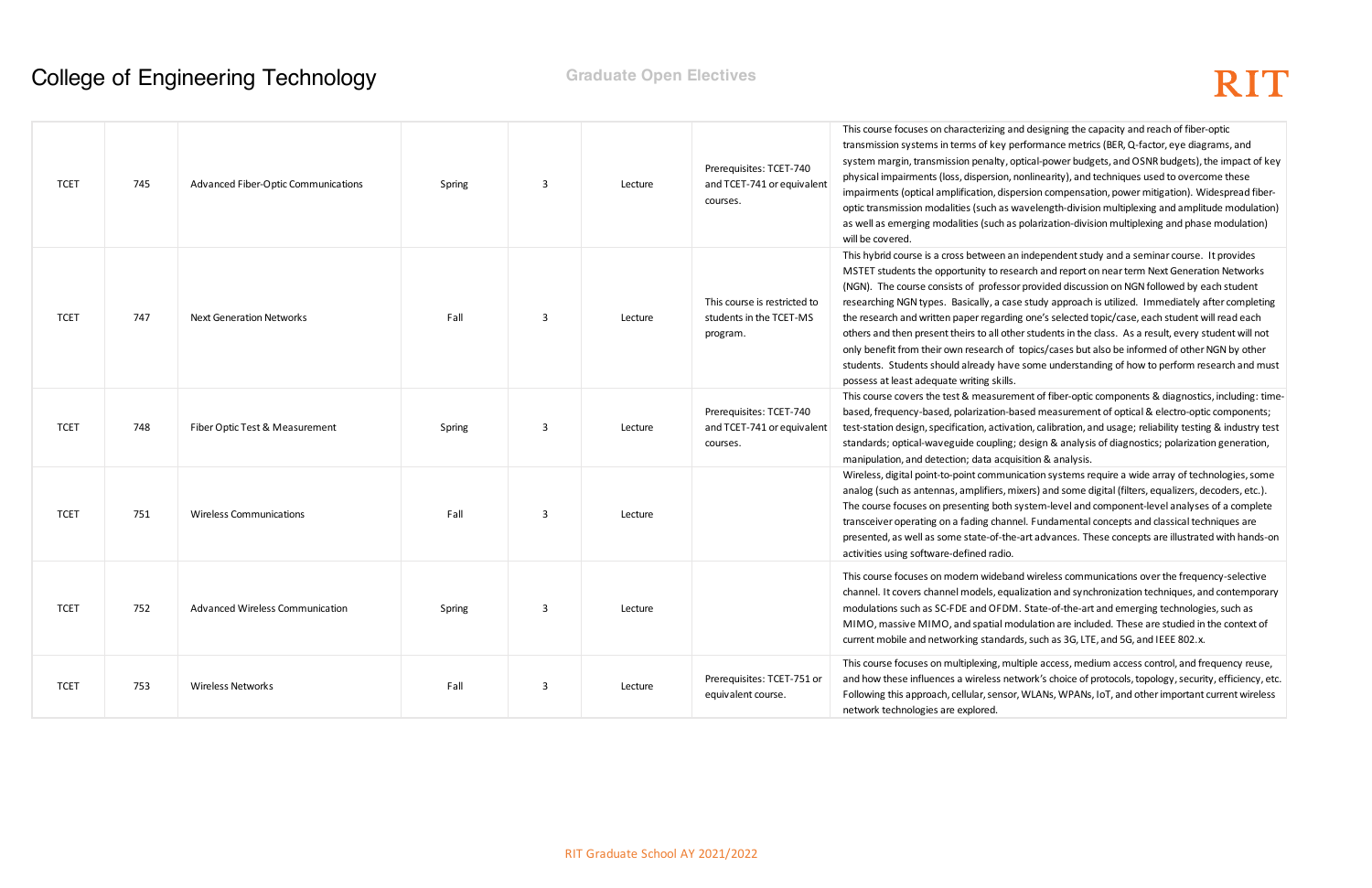# College of Engineering Technology

**Graduate Open Electives**

| | | | | | | | |
|---|---|---|---|---|---|---|---|
| TCET | 745 | Advanced Fiber-Optic Communications | Spring | 3 | Lecture | Prerequisites: TCET-740 and TCET-741 or equivalent courses. | This course focuses on characterizing and designing the capacity and reach of fiber-optic transmission systems in terms of key performance metrics (BER, Q-factor, eye diagrams, and system margin, transmission penalty, optical-power budgets, and OSNR budgets), the impact of key physical impairments (loss, dispersion, nonlinearity), and techniques used to overcome these impairments (optical amplification, dispersion compensation, power mitigation). Widespread fiber-optic transmission modalities (such as wavelength-division multiplexing and amplitude modulation) as well as emerging modalities (such as polarization-division multiplexing and phase modulation) will be covered. |
| TCET | 747 | Next Generation Networks | Fall | 3 | Lecture | This course is restricted to students in the TCET-MS program. | This hybrid course is a cross between an independent study and a seminar course. It provides MSTET students the opportunity to research and report on near term Next Generation Networks (NGN). The course consists of professor provided discussion on NGN followed by each student researching NGN types. Basically, a case study approach is utilized. Immediately after completing the research and written paper regarding one's selected topic/case, each student will read each others and then present theirs to all other students in the class. As a result, every student will not only benefit from their own research of topics/cases but also be informed of other NGN by other students. Students should already have some understanding of how to perform research and must possess at least adequate writing skills. |
| TCET | 748 | Fiber Optic Test & Measurement | Spring | 3 | Lecture | Prerequisites: TCET-740 and TCET-741 or equivalent courses. | This course covers the test & measurement of fiber-optic components & diagnostics, including: time-based, frequency-based, polarization-based measurement of optical & electro-optic components; test-station design, specification, activation, calibration, and usage; reliability testing & industry test standards; optical-waveguide coupling; design & analysis of diagnostics; polarization generation, manipulation, and detection; data acquisition & analysis. |
| TCET | 751 | Wireless Communications | Fall | 3 | Lecture | | Wireless, digital point-to-point communication systems require a wide array of technologies, some analog (such as antennas, amplifiers, mixers) and some digital (filters, equalizers, decoders, etc.). The course focuses on presenting both system-level and component-level analyses of a complete transceiver operating on a fading channel. Fundamental concepts and classical techniques are presented, as well as some state-of-the-art advances. These concepts are illustrated with hands-on activities using software-defined radio. |
| TCET | 752 | Advanced Wireless Communication | Spring | 3 | Lecture | | This course focuses on modern wideband wireless communications over the frequency-selective channel. It covers channel models, equalization and synchronization techniques, and contemporary modulations such as SC-FDE and OFDM. State-of-the-art and emerging technologies, such as MIMO, massive MIMO, and spatial modulation are included. These are studied in the context of current mobile and networking standards, such as 3G, LTE, and 5G, and IEEE 802.x. |
| TCET | 753 | Wireless Networks | Fall | 3 | Lecture | Prerequisites: TCET-751 or equivalent course. | This course focuses on multiplexing, multiple access, medium access control, and frequency reuse, and how these influences a wireless network's choice of protocols, topology, security, efficiency, etc. Following this approach, cellular, sensor, WLANs, WPANs, IoT, and other important current wireless network technologies are explored. |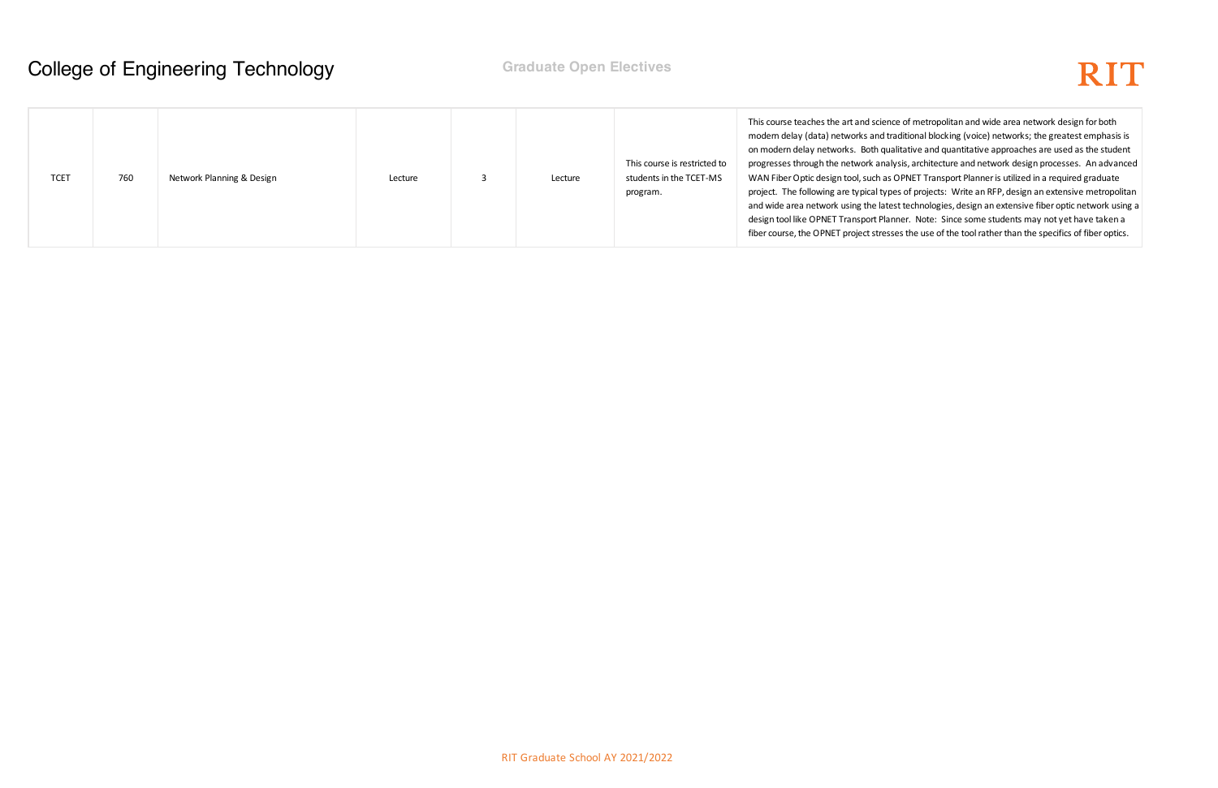# College of Engineering Technology

## Graduate Open Electives

| | | | | | | | |
|---|---|---|---|---|---|---|---|
| TCET | 760 | Network Planning & Design | Lecture | 3 | Lecture | This course is restricted to students in the TCET-MS program. | This course teaches the art and science of metropolitan and wide area network design for both modern delay (data) networks and traditional blocking (voice) networks; the greatest emphasis is on modern delay networks. Both qualitative and quantitative approaches are used as the student progresses through the network analysis, architecture and network design processes. An advanced WAN Fiber Optic design tool, such as OPNET Transport Planner is utilized in a required graduate project. The following are typical types of projects: Write an RFP, design an extensive metropolitan and wide area network using the latest technologies, design an extensive fiber optic network using a design tool like OPNET Transport Planner. Note: Since some students may not yet have taken a fiber course, the OPNET project stresses the use of the tool rather than the specifics of fiber optics. |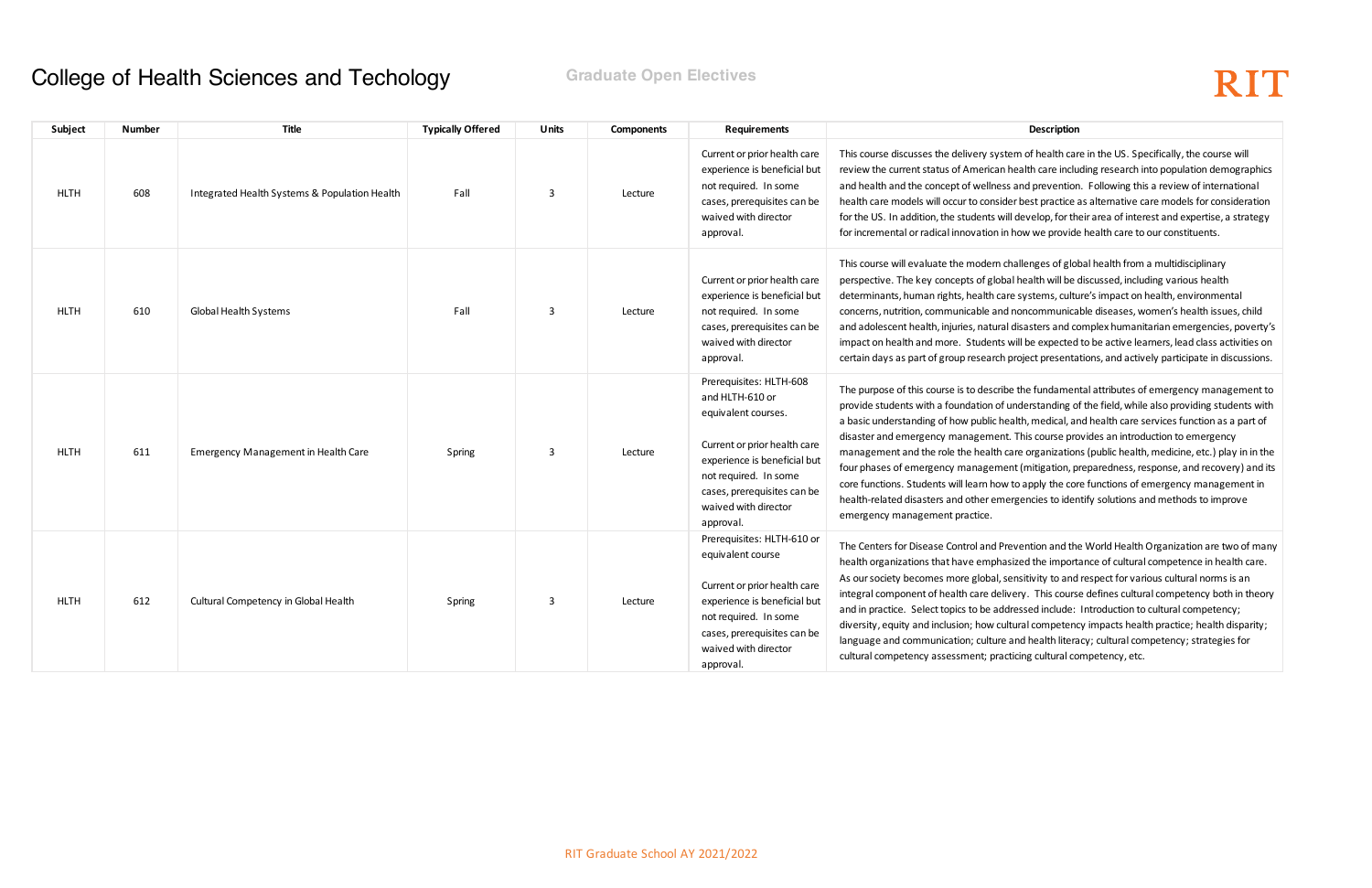# College of Health Sciences and Techology

**Graduate Open Electives**

| Subject | Number | Title | Typically Offered | Units | Components | Requirements | Description |
|---|---|---|---|---|---|---|---|
| HLTH | 608 | Integrated Health Systems & Population Health | Fall | 3 | Lecture | Current or prior health care experience is beneficial but not required. In some cases, prerequisites can be waived with director approval. | This course discusses the delivery system of health care in the US. Specifically, the course will review the current status of American health care including research into population demographics and health and the concept of wellness and prevention. Following this a review of international health care models will occur to consider best practice as alternative care models for consideration for the US. In addition, the students will develop, for their area of interest and expertise, a strategy for incremental or radical innovation in how we provide health care to our constituents. |
| HLTH | 610 | Global Health Systems | Fall | 3 | Lecture | Current or prior health care experience is beneficial but not required. In some cases, prerequisites can be waived with director approval. | This course will evaluate the modern challenges of global health from a multidisciplinary perspective. The key concepts of global health will be discussed, including various health determinants, human rights, health care systems, culture's impact on health, environmental concerns, nutrition, communicable and noncommunicable diseases, women's health issues, child and adolescent health, injuries, natural disasters and complex humanitarian emergencies, poverty's impact on health and more. Students will be expected to be active learners, lead class activities on certain days as part of group research project presentations, and actively participate in discussions. |
| HLTH | 611 | Emergency Management in Health Care | Spring | 3 | Lecture | Prerequisites: HLTH-608 and HLTH-610 or equivalent courses.<br><br>Current or prior health care experience is beneficial but not required. In some cases, prerequisites can be waived with director approval. | The purpose of this course is to describe the fundamental attributes of emergency management to provide students with a foundation of understanding of the field, while also providing students with a basic understanding of how public health, medical, and health care services function as a part of disaster and emergency management. This course provides an introduction to emergency management and the role the health care organizations (public health, medicine, etc.) play in in the four phases of emergency management (mitigation, preparedness, response, and recovery) and its core functions. Students will learn how to apply the core functions of emergency management in health-related disasters and other emergencies to identify solutions and methods to improve emergency management practice. |
| HLTH | 612 | Cultural Competency in Global Health | Spring | 3 | Lecture | Prerequisites: HLTH-610 or equivalent course<br><br>Current or prior health care experience is beneficial but not required. In some cases, prerequisites can be waived with director approval. | The Centers for Disease Control and Prevention and the World Health Organization are two of many health organizations that have emphasized the importance of cultural competence in health care. As our society becomes more global, sensitivity to and respect for various cultural norms is an integral component of health care delivery. This course defines cultural competency both in theory and in practice. Select topics to be addressed include: Introduction to cultural competency; diversity, equity and inclusion; how cultural competency impacts health practice; health disparity; language and communication; culture and health literacy; cultural competency; strategies for cultural competency assessment; practicing cultural competency, etc. |

RIT Graduate School AY 2021/2022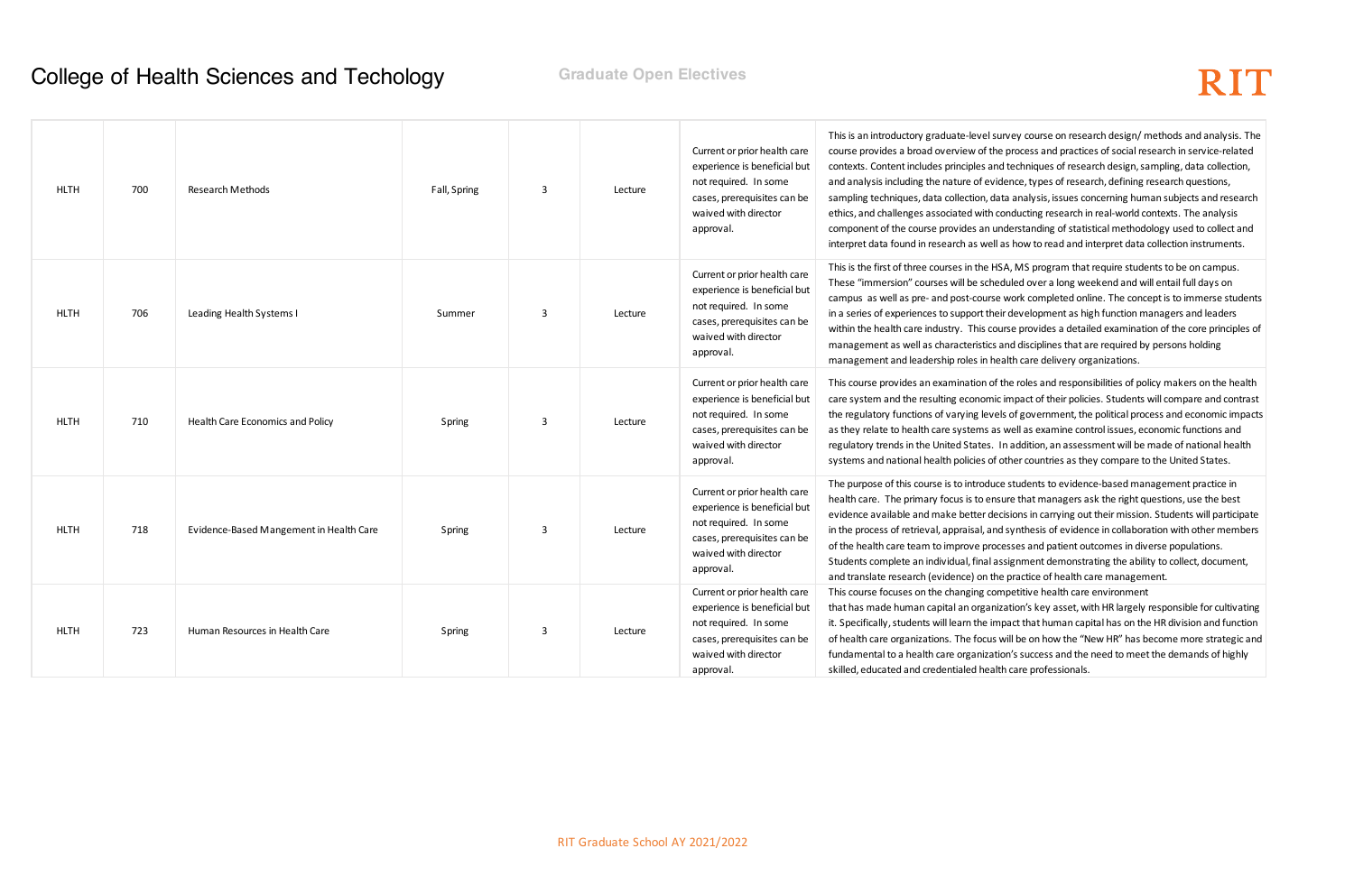# College of Health Sciences and Techology

**Graduate Open Electives**

| | | | | | | | |
|---|---|---|---|---|---|---|---|
| HLTH | 700 | Research Methods | Fall, Spring | 3 | Lecture | Current or prior health care experience is beneficial but not required. In some cases, prerequisites can be waived with director approval. | This is an introductory graduate-level survey course on research design/ methods and analysis. The course provides a broad overview of the process and practices of social research in service-related contexts. Content includes principles and techniques of research design, sampling, data collection, and analysis including the nature of evidence, types of research, defining research questions, sampling techniques, data collection, data analysis, issues concerning human subjects and research ethics, and challenges associated with conducting research in real-world contexts. The analysis component of the course provides an understanding of statistical methodology used to collect and interpret data found in research as well as how to read and interpret data collection instruments. |
| HLTH | 706 | Leading Health Systems I | Summer | 3 | Lecture | Current or prior health care experience is beneficial but not required. In some cases, prerequisites can be waived with director approval. | This is the first of three courses in the HSA, MS program that require students to be on campus. These "immersion" courses will be scheduled over a long weekend and will entail full days on campus as well as pre- and post-course work completed online. The concept is to immerse students in a series of experiences to support their development as high function managers and leaders within the health care industry. This course provides a detailed examination of the core principles of management as well as characteristics and disciplines that are required by persons holding management and leadership roles in health care delivery organizations. |
| HLTH | 710 | Health Care Economics and Policy | Spring | 3 | Lecture | Current or prior health care experience is beneficial but not required. In some cases, prerequisites can be waived with director approval. | This course provides an examination of the roles and responsibilities of policy makers on the health care system and the resulting economic impact of their policies. Students will compare and contrast the regulatory functions of varying levels of government, the political process and economic impacts as they relate to health care systems as well as examine control issues, economic functions and regulatory trends in the United States. In addition, an assessment will be made of national health systems and national health policies of other countries as they compare to the United States. |
| HLTH | 718 | Evidence-Based Mangement in Health Care | Spring | 3 | Lecture | Current or prior health care experience is beneficial but not required. In some cases, prerequisites can be waived with director approval. | The purpose of this course is to introduce students to evidence-based management practice in health care. The primary focus is to ensure that managers ask the right questions, use the best evidence available and make better decisions in carrying out their mission. Students will participate in the process of retrieval, appraisal, and synthesis of evidence in collaboration with other members of the health care team to improve processes and patient outcomes in diverse populations. Students complete an individual, final assignment demonstrating the ability to collect, document, and translate research (evidence) on the practice of health care management. |
| HLTH | 723 | Human Resources in Health Care | Spring | 3 | Lecture | Current or prior health care experience is beneficial but not required. In some cases, prerequisites can be waived with director approval. | This course focuses on the changing competitive health care environment that has made human capital an organization's key asset, with HR largely responsible for cultivating it. Specifically, students will learn the impact that human capital has on the HR division and function of health care organizations. The focus will be on how the "New HR" has become more strategic and fundamental to a health care organization's success and the need to meet the demands of highly skilled, educated and credentialed health care professionals. |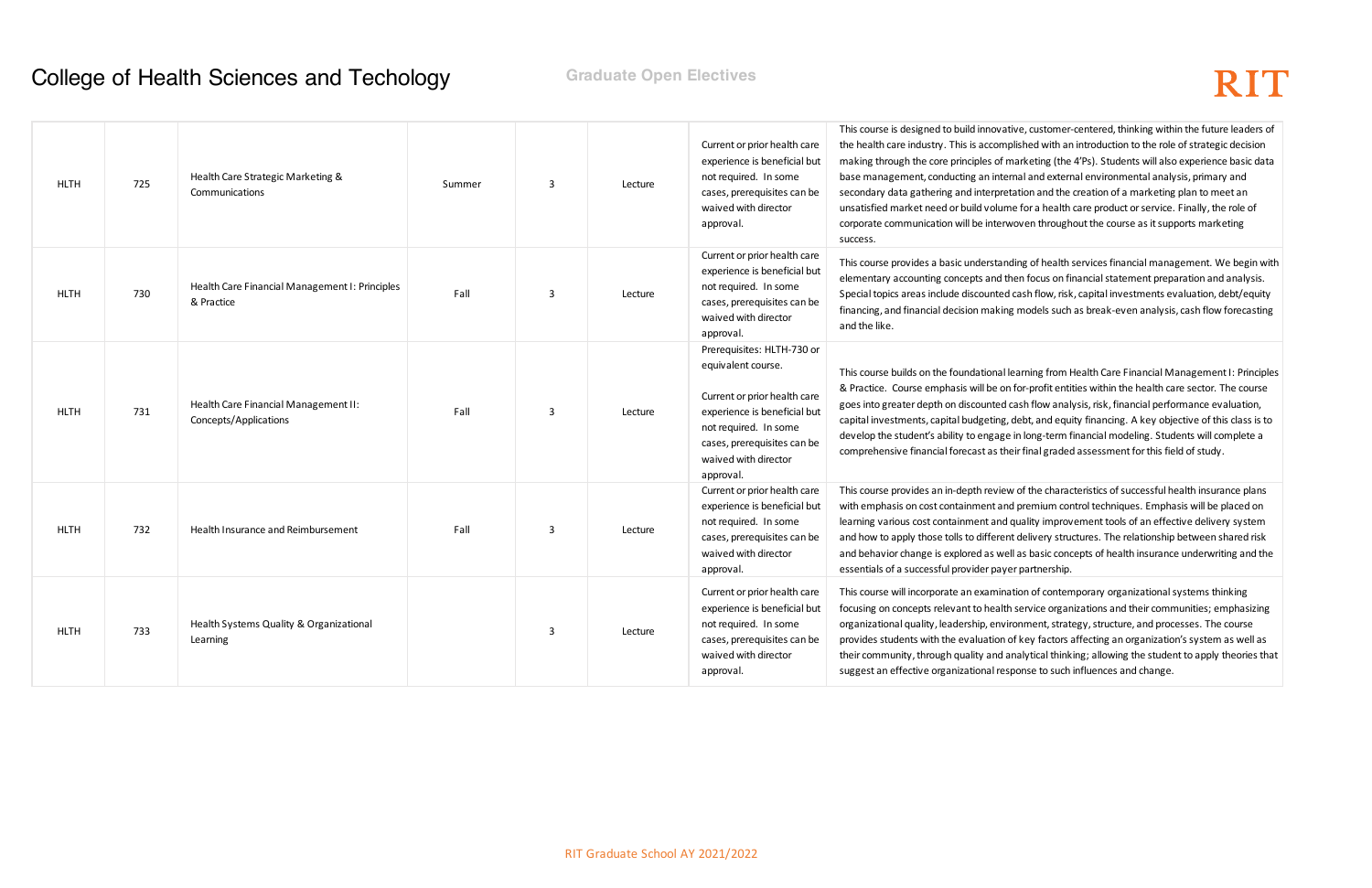# College of Health Sciences and Techology

## Graduate Open Electives

| | | | | | | | |
|---|---|---|---|---|---|---|---|
| HLTH | 725 | Health Care Strategic Marketing & Communications | Summer | 3 | Lecture | Current or prior health care experience is beneficial but not required. In some cases, prerequisites can be waived with director approval. | This course is designed to build innovative, customer-centered, thinking within the future leaders of the health care industry. This is accomplished with an introduction to the role of strategic decision making through the core principles of marketing (the 4'Ps). Students will also experience basic data base management, conducting an internal and external environmental analysis, primary and secondary data gathering and interpretation and the creation of a marketing plan to meet an unsatisfied market need or build volume for a health care product or service. Finally, the role of corporate communication will be interwoven throughout the course as it supports marketing success. |
| HLTH | 730 | Health Care Financial Management I: Principles & Practice | Fall | 3 | Lecture | Current or prior health care experience is beneficial but not required. In some cases, prerequisites can be waived with director approval. | This course provides a basic understanding of health services financial management. We begin with elementary accounting concepts and then focus on financial statement preparation and analysis. Special topics areas include discounted cash flow, risk, capital investments evaluation, debt/equity financing, and financial decision making models such as break-even analysis, cash flow forecasting and the like. |
| HLTH | 731 | Health Care Financial Management II: Concepts/Applications | Fall | 3 | Lecture | Prerequisites: HLTH-730 or equivalent course.<br><br>Current or prior health care experience is beneficial but not required. In some cases, prerequisites can be waived with director approval. | This course builds on the foundational learning from Health Care Financial Management I: Principles & Practice. Course emphasis will be on for-profit entities within the health care sector. The course goes into greater depth on discounted cash flow analysis, risk, financial performance evaluation, capital investments, capital budgeting, debt, and equity financing. A key objective of this class is to develop the student's ability to engage in long-term financial modeling. Students will complete a comprehensive financial forecast as their final graded assessment for this field of study. |
| HLTH | 732 | Health Insurance and Reimbursement | Fall | 3 | Lecture | Current or prior health care experience is beneficial but not required. In some cases, prerequisites can be waived with director approval. | This course provides an in-depth review of the characteristics of successful health insurance plans with emphasis on cost containment and premium control techniques. Emphasis will be placed on learning various cost containment and quality improvement tools of an effective delivery system and how to apply those tolls to different delivery structures. The relationship between shared risk and behavior change is explored as well as basic concepts of health insurance underwriting and the essentials of a successful provider payer partnership. |
| HLTH | 733 | Health Systems Quality & Organizational Learning | | 3 | Lecture | Current or prior health care experience is beneficial but not required. In some cases, prerequisites can be waived with director approval. | This course will incorporate an examination of contemporary organizational systems thinking focusing on concepts relevant to health service organizations and their communities; emphasizing organizational quality, leadership, environment, strategy, structure, and processes. The course provides students with the evaluation of key factors affecting an organization's system as well as their community, through quality and analytical thinking; allowing the student to apply theories that suggest an effective organizational response to such influences and change. |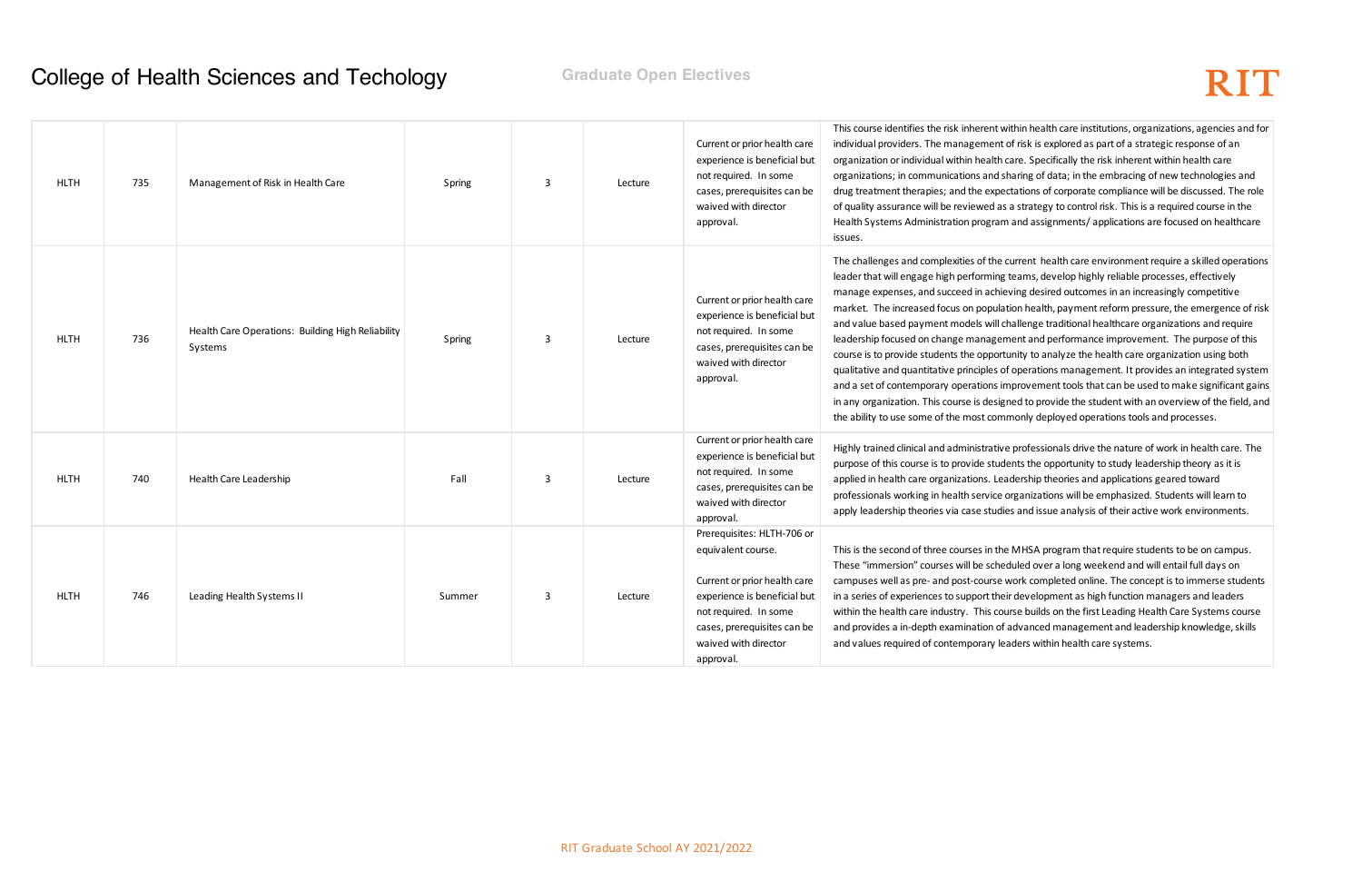# College of Health Sciences and Techology

## Graduate Open Electives

| | | | | | | | |
|---|---|---|---|---|---|---|---|
| HLTH | 735 | Management of Risk in Health Care | Spring | 3 | Lecture | Current or prior health care experience is beneficial but not required. In some cases, prerequisites can be waived with director approval. | This course identifies the risk inherent within health care institutions, organizations, agencies and for individual providers. The management of risk is explored as part of a strategic response of an organization or individual within health care. Specifically the risk inherent within health care organizations; in communications and sharing of data; in the embracing of new technologies and drug treatment therapies; and the expectations of corporate compliance will be discussed. The role of quality assurance will be reviewed as a strategy to control risk. This is a required course in the Health Systems Administration program and assignments/ applications are focused on healthcare issues. |
| HLTH | 736 | Health Care Operations: Building High Reliability Systems | Spring | 3 | Lecture | Current or prior health care experience is beneficial but not required. In some cases, prerequisites can be waived with director approval. | The challenges and complexities of the current health care environment require a skilled operations leader that will engage high performing teams, develop highly reliable processes, effectively manage expenses, and succeed in achieving desired outcomes in an increasingly competitive market. The increased focus on population health, payment reform pressure, the emergence of risk and value based payment models will challenge traditional healthcare organizations and require leadership focused on change management and performance improvement. The purpose of this course is to provide students the opportunity to analyze the health care organization using both qualitative and quantitative principles of operations management. It provides an integrated system and a set of contemporary operations improvement tools that can be used to make significant gains in any organization. This course is designed to provide the student with an overview of the field, and the ability to use some of the most commonly deployed operations tools and processes. |
| HLTH | 740 | Health Care Leadership | Fall | 3 | Lecture | Current or prior health care experience is beneficial but not required. In some cases, prerequisites can be waived with director approval. | Highly trained clinical and administrative professionals drive the nature of work in health care. The purpose of this course is to provide students the opportunity to study leadership theory as it is applied in health care organizations. Leadership theories and applications geared toward professionals working in health service organizations will be emphasized. Students will learn to apply leadership theories via case studies and issue analysis of their active work environments. |
| HLTH | 746 | Leading Health Systems II | Summer | 3 | Lecture | Prerequisites: HLTH-706 or equivalent course.<br><br>Current or prior health care experience is beneficial but not required. In some cases, prerequisites can be waived with director approval. | This is the second of three courses in the MHSA program that require students to be on campus. These "immersion" courses will be scheduled over a long weekend and will entail full days on campuses well as pre- and post-course work completed online. The concept is to immerse students in a series of experiences to support their development as high function managers and leaders within the health care industry. This course builds on the first Leading Health Care Systems course and provides a in-depth examination of advanced management and leadership knowledge, skills and values required of contemporary leaders within health care systems. |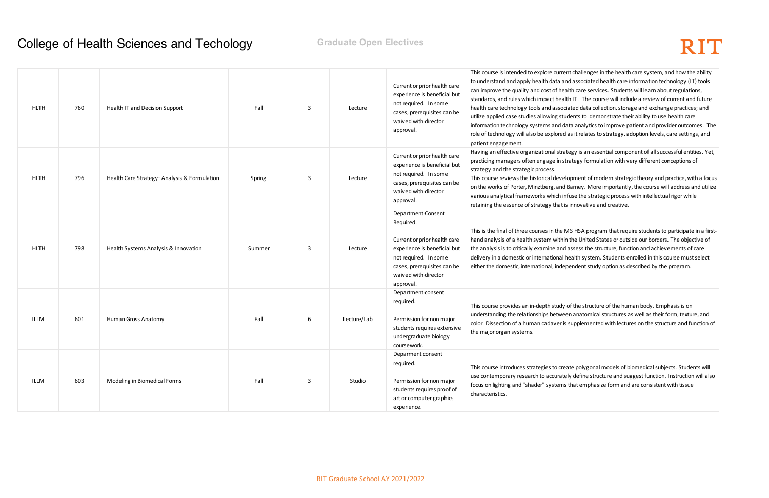# College of Health Sciences and Techology

**Graduate Open Electives**

| | | | | | | | |
|---|---|---|---|---|---|---|---|
| HLTH | 760 | Health IT and Decision Support | Fall | 3 | Lecture | Current or prior health care experience is beneficial but not required. In some cases, prerequisites can be waived with director approval. | This course is intended to explore current challenges in the health care system, and how the ability to understand and apply health data and associated health care information technology (IT) tools can improve the quality and cost of health care services. Students will learn about regulations, standards, and rules which impact health IT. The course will include a review of current and future health care technology tools and associated data collection, storage and exchange practices; and utilize applied case studies allowing students to demonstrate their ability to use health care information technology systems and data analytics to improve patient and provider outcomes. The role of technology will also be explored as it relates to strategy, adoption levels, care settings, and patient engagement. |
| HLTH | 796 | Health Care Strategy: Analysis & Formulation | Spring | 3 | Lecture | Current or prior health care experience is beneficial but not required. In some cases, prerequisites can be waived with director approval. | Having an effective organizational strategy is an essential component of all successful entities. Yet, practicing managers often engage in strategy formulation with very different conceptions of strategy and the strategic process.<br>This course reviews the historical development of modern strategic theory and practice, with a focus on the works of Porter, Minztberg, and Barney. More importantly, the course will address and utilize various analytical frameworks which infuse the strategic process with intellectual rigor while retaining the essence of strategy that is innovative and creative. |
| HLTH | 798 | Health Systems Analysis & Innovation | Summer | 3 | Lecture | Department Consent Required.<br><br>Current or prior health care experience is beneficial but not required. In some cases, prerequisites can be waived with director approval. | This is the final of three courses in the MS HSA program that require students to participate in a first-hand analysis of a health system within the United States or outside our borders. The objective of the analysis is to critically examine and assess the structure, function and achievements of care delivery in a domestic or international health system. Students enrolled in this course must select either the domestic, international, independent study option as described by the program. |
| ILLM | 601 | Human Gross Anatomy | Fall | 6 | Lecture/Lab | Department consent required.<br><br>Permission for non major students requires extensive undergraduate biology coursework. | This course provides an in-depth study of the structure of the human body. Emphasis is on understanding the relationships between anatomical structures as well as their form, texture, and color. Dissection of a human cadaver is supplemented with lectures on the structure and function of the major organ systems. |
| ILLM | 603 | Modeling in Biomedical Forms | Fall | 3 | Studio | Deparment consent required.<br><br>Permission for non major students requires proof of art or computer graphics experience. | This course introduces strategies to create polygonal models of biomedical subjects. Students will use contemporary research to accurately define structure and suggest function. Instruction will also focus on lighting and "shader" systems that emphasize form and are consistent with tissue characteristics. |

RIT Graduate School AY 2021/2022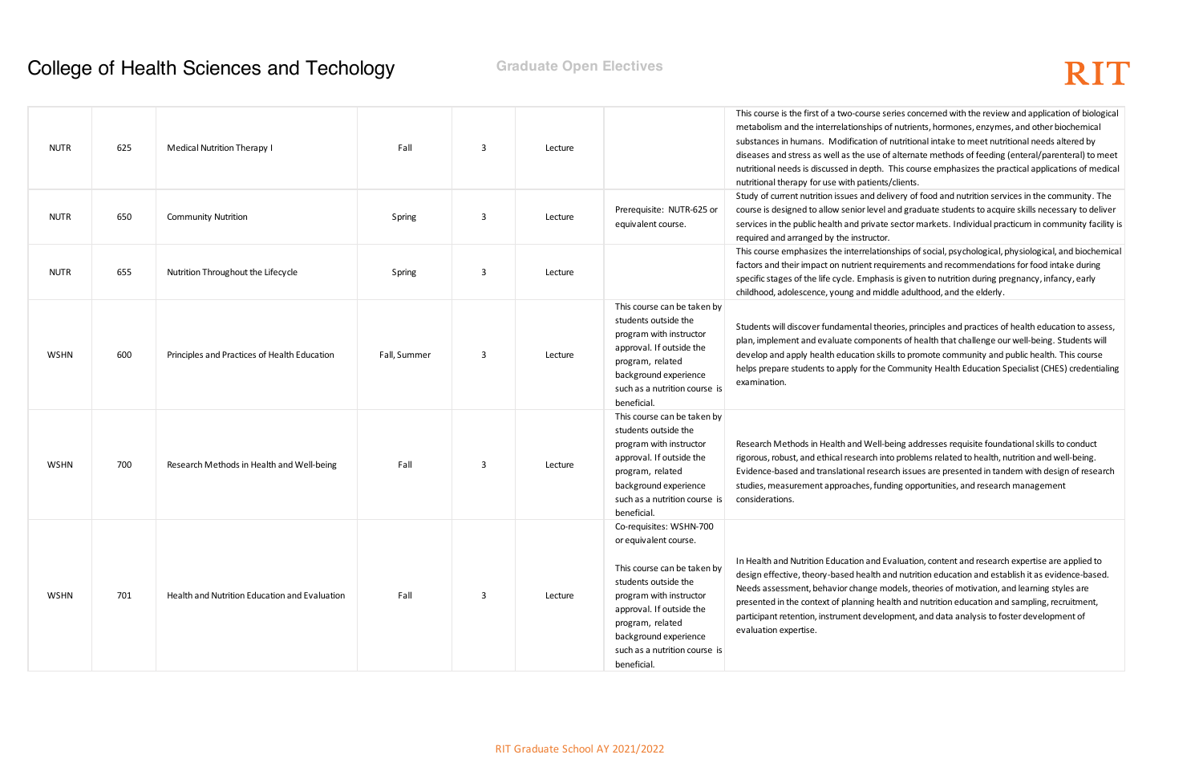# College of Health Sciences and Techology

Graduate Open Electives

| | | | | | | | |
|---|---|---|---|---|---|---|---|
| NUTR | 625 | Medical Nutrition Therapy I | Fall | 3 | Lecture | | This course is the first of a two-course series concerned with the review and application of biological metabolism and the interrelationships of nutrients, hormones, enzymes, and other biochemical substances in humans. Modification of nutritional intake to meet nutritional needs altered by diseases and stress as well as the use of alternate methods of feeding (enteral/parenteral) to meet nutritional needs is discussed in depth. This course emphasizes the practical applications of medical nutritional therapy for use with patients/clients. |
| NUTR | 650 | Community Nutrition | Spring | 3 | Lecture | Prerequisite: NUTR-625 or equivalent course. | Study of current nutrition issues and delivery of food and nutrition services in the community. The course is designed to allow senior level and graduate students to acquire skills necessary to deliver services in the public health and private sector markets. Individual practicum in community facility is required and arranged by the instructor. |
| NUTR | 655 | Nutrition Throughout the Lifecycle | Spring | 3 | Lecture | | This course emphasizes the interrelationships of social, psychological, physiological, and biochemical factors and their impact on nutrient requirements and recommendations for food intake during specific stages of the life cycle. Emphasis is given to nutrition during pregnancy, infancy, early childhood, adolescence, young and middle adulthood, and the elderly. |
| WSHN | 600 | Principles and Practices of Health Education | Fall, Summer | 3 | Lecture | This course can be taken by students outside the program with instructor approval. If outside the program, related background experience such as a nutrition course is beneficial. | Students will discover fundamental theories, principles and practices of health education to assess, plan, implement and evaluate components of health that challenge our well-being. Students will develop and apply health education skills to promote community and public health. This course helps prepare students to apply for the Community Health Education Specialist (CHES) credentialing examination. |
| WSHN | 700 | Research Methods in Health and Well-being | Fall | 3 | Lecture | This course can be taken by students outside the program with instructor approval. If outside the program, related background experience such as a nutrition course is beneficial. | Research Methods in Health and Well-being addresses requisite foundational skills to conduct rigorous, robust, and ethical research into problems related to health, nutrition and well-being. Evidence-based and translational research issues are presented in tandem with design of research studies, measurement approaches, funding opportunities, and research management considerations. |
| WSHN | 701 | Health and Nutrition Education and Evaluation | Fall | 3 | Lecture | Co-requisites: WSHN-700 or equivalent course. This course can be taken by students outside the program with instructor approval. If outside the program, related background experience such as a nutrition course is beneficial. | In Health and Nutrition Education and Evaluation, content and research expertise are applied to design effective, theory-based health and nutrition education and establish it as evidence-based. Needs assessment, behavior change models, theories of motivation, and learning styles are presented in the context of planning health and nutrition education and sampling, recruitment, participant retention, instrument development, and data analysis to foster development of evaluation expertise. |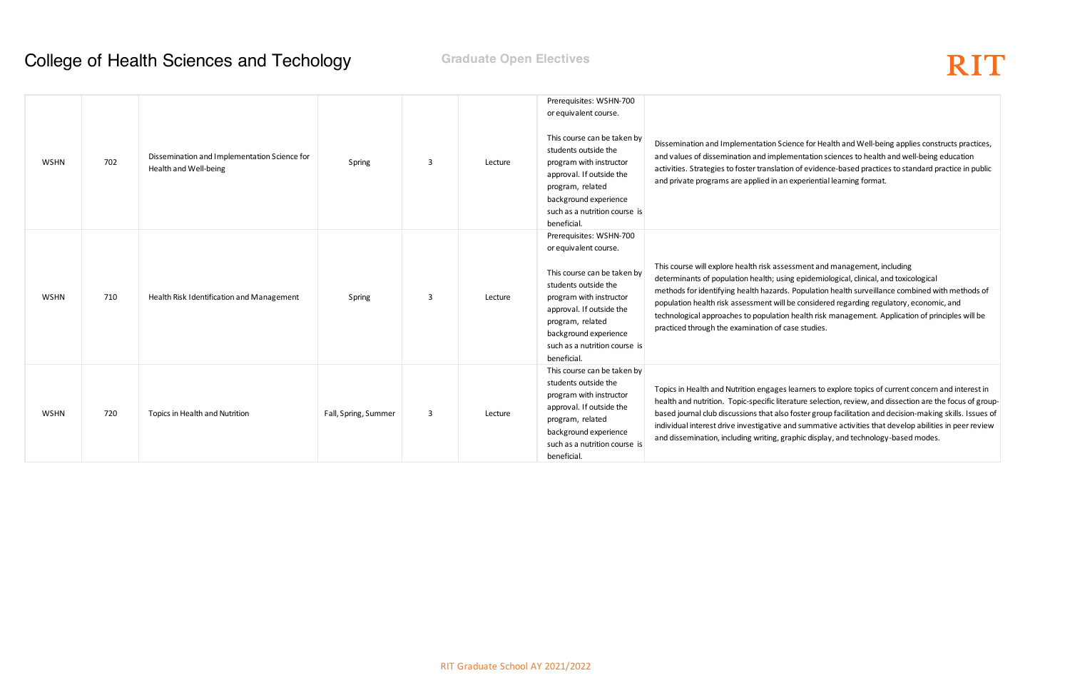# College of Health Sciences and Techology

## Graduate Open Electives

| | | | | | | | |
|---|---|---|---|---|---|---|---|
| WSHN | 702 | Dissemination and Implementation Science for Health and Well-being | Spring | 3 | Lecture | Prerequisites: WSHN-700 or equivalent course.<br><br>This course can be taken by students outside the program with instructor approval. If outside the program, related background experience such as a nutrition course is beneficial. | Dissemination and Implementation Science for Health and Well-being applies constructs practices, and values of dissemination and implementation sciences to health and well-being education activities. Strategies to foster translation of evidence-based practices to standard practice in public and private programs are applied in an experiential learning format. |
| WSHN | 710 | Health Risk Identification and Management | Spring | 3 | Lecture | Prerequisites: WSHN-700 or equivalent course.<br><br>This course can be taken by students outside the program with instructor approval. If outside the program, related background experience such as a nutrition course is beneficial. | This course will explore health risk assessment and management, including determinants of population health; using epidemiological, clinical, and toxicological methods for identifying health hazards. Population health surveillance combined with methods of population health risk assessment will be considered regarding regulatory, economic, and technological approaches to population health risk management. Application of principles will be practiced through the examination of case studies. |
| WSHN | 720 | Topics in Health and Nutrition | Fall, Spring, Summer | 3 | Lecture | This course can be taken by students outside the program with instructor approval. If outside the program, related background experience such as a nutrition course is beneficial. | Topics in Health and Nutrition engages learners to explore topics of current concern and interest in health and nutrition. Topic-specific literature selection, review, and dissection are the focus of group-based journal club discussions that also foster group facilitation and decision-making skills. Issues of individual interest drive investigative and summative activities that develop abilities in peer review and dissemination, including writing, graphic display, and technology-based modes. |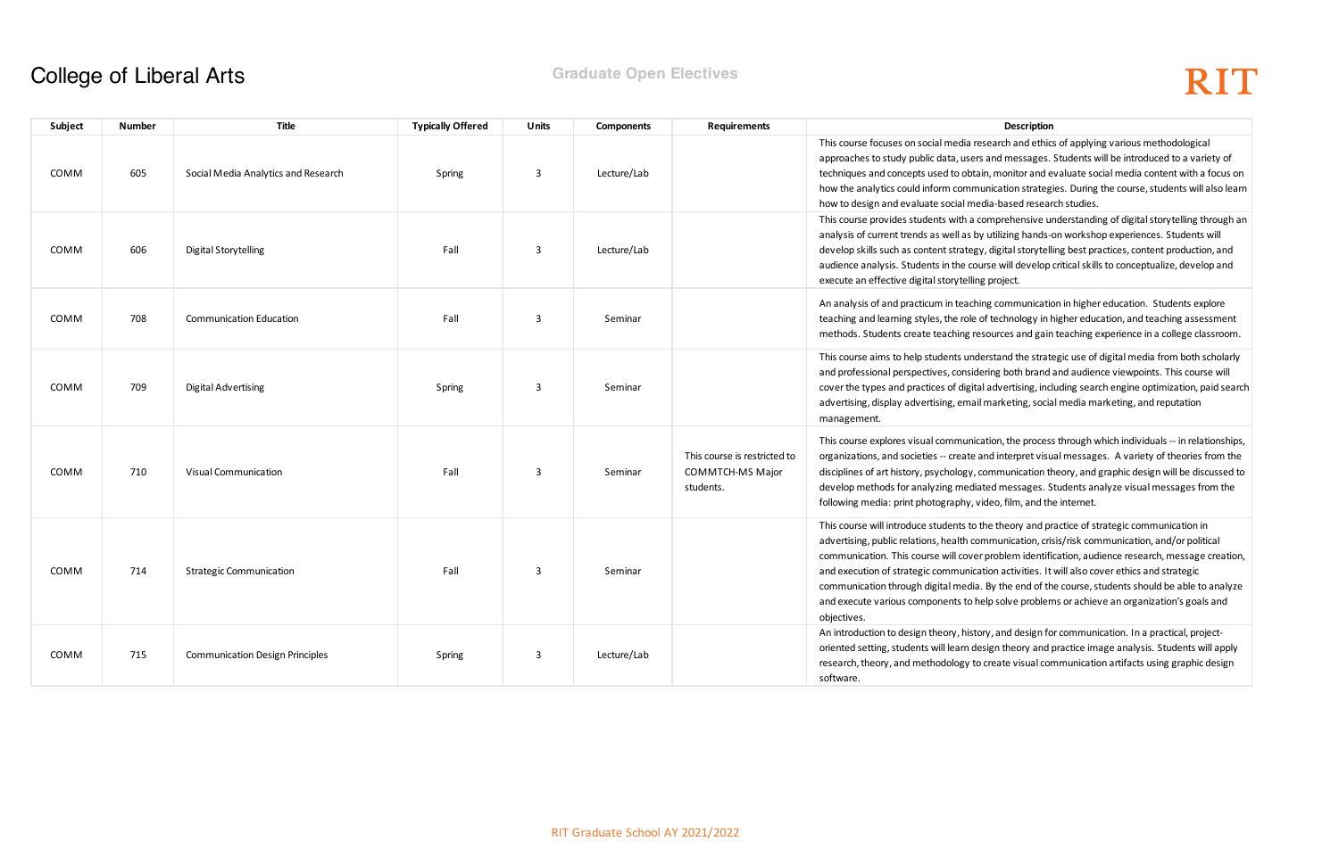# College of Liberal Arts

## Graduate Open Electives

| Subject | Number | Title | Typically Offered | Units | Components | Requirements | Description |
|---|---|---|---|---|---|---|---|
| COMM | 605 | Social Media Analytics and Research | Spring | 3 | Lecture/Lab | | This course focuses on social media research and ethics of applying various methodological approaches to study public data, users and messages. Students will be introduced to a variety of techniques and concepts used to obtain, monitor and evaluate social media content with a focus on how the analytics could inform communication strategies. During the course, students will also learn how to design and evaluate social media-based research studies. |
| COMM | 606 | Digital Storytelling | Fall | 3 | Lecture/Lab | | This course provides students with a comprehensive understanding of digital storytelling through an analysis of current trends as well as by utilizing hands-on workshop experiences. Students will develop skills such as content strategy, digital storytelling best practices, content production, and audience analysis. Students in the course will develop critical skills to conceptualize, develop and execute an effective digital storytelling project. |
| COMM | 708 | Communication Education | Fall | 3 | Seminar | | An analysis of and practicum in teaching communication in higher education. Students explore teaching and learning styles, the role of technology in higher education, and teaching assessment methods. Students create teaching resources and gain teaching experience in a college classroom. |
| COMM | 709 | Digital Advertising | Spring | 3 | Seminar | | This course aims to help students understand the strategic use of digital media from both scholarly and professional perspectives, considering both brand and audience viewpoints. This course will cover the types and practices of digital advertising, including search engine optimization, paid search advertising, display advertising, email marketing, social media marketing, and reputation management. |
| COMM | 710 | Visual Communication | Fall | 3 | Seminar | This course is restricted to COMMTCH-MS Major students. | This course explores visual communication, the process through which individuals -- in relationships, organizations, and societies -- create and interpret visual messages. A variety of theories from the disciplines of art history, psychology, communication theory, and graphic design will be discussed to develop methods for analyzing mediated messages. Students analyze visual messages from the following media: print photography, video, film, and the internet. |
| COMM | 714 | Strategic Communication | Fall | 3 | Seminar | | This course will introduce students to the theory and practice of strategic communication in advertising, public relations, health communication, crisis/risk communication, and/or political communication. This course will cover problem identification, audience research, message creation, and execution of strategic communication activities. It will also cover ethics and strategic communication through digital media. By the end of the course, students should be able to analyze and execute various components to help solve problems or achieve an organization's goals and objectives. |
| COMM | 715 | Communication Design Principles | Spring | 3 | Lecture/Lab | | An introduction to design theory, history, and design for communication. In a practical, project-oriented setting, students will learn design theory and practice image analysis. Students will apply research, theory, and methodology to create visual communication artifacts using graphic design software. |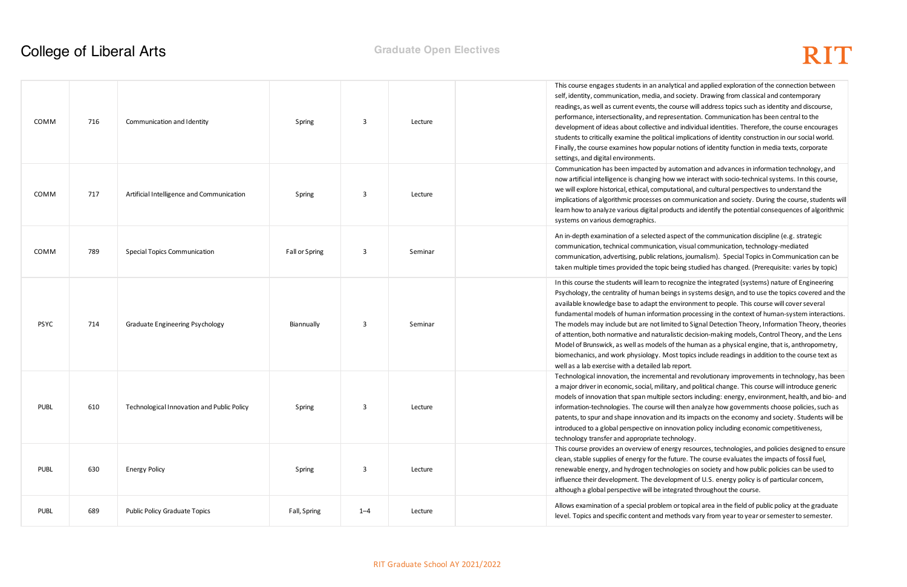# College of Liberal Arts

## Graduate Open Electives

| | | | | | | | |
|---|---|---|---|---|---|---|---|
| COMM | 716 | Communication and Identity | Spring | 3 | Lecture | | This course engages students in an analytical and applied exploration of the connection between self, identity, communication, media, and society. Drawing from classical and contemporary readings, as well as current events, the course will address topics such as identity and discourse, performance, intersectionality, and representation. Communication has been central to the development of ideas about collective and individual identities. Therefore, the course encourages students to critically examine the political implications of identity construction in our social world. Finally, the course examines how popular notions of identity function in media texts, corporate settings, and digital environments. |
| COMM | 717 | Artificial Intelligence and Communication | Spring | 3 | Lecture | | Communication has been impacted by automation and advances in information technology, and now artificial intelligence is changing how we interact with socio-technical systems. In this course, we will explore historical, ethical, computational, and cultural perspectives to understand the implications of algorithmic processes on communication and society. During the course, students will learn how to analyze various digital products and identify the potential consequences of algorithmic systems on various demographics. |
| COMM | 789 | Special Topics Communication | Fall or Spring | 3 | Seminar | | An in-depth examination of a selected aspect of the communication discipline (e.g. strategic communication, technical communication, visual communication, technology-mediated communication, advertising, public relations, journalism). Special Topics in Communication can be taken multiple times provided the topic being studied has changed. (Prerequisite: varies by topic) |
| PSYC | 714 | Graduate Engineering Psychology | Biannually | 3 | Seminar | | In this course the students will learn to recognize the integrated (systems) nature of Engineering Psychology, the centrality of human beings in systems design, and to use the topics covered and the available knowledge base to adapt the environment to people. This course will cover several fundamental models of human information processing in the context of human-system interactions. The models may include but are not limited to Signal Detection Theory, Information Theory, theories of attention, both normative and naturalistic decision-making models, Control Theory, and the Lens Model of Brunswick, as well as models of the human as a physical engine, that is, anthropometry, biomechanics, and work physiology. Most topics include readings in addition to the course text as well as a lab exercise with a detailed lab report. |
| PUBL | 610 | Technological Innovation and Public Policy | Spring | 3 | Lecture | | Technological innovation, the incremental and revolutionary improvements in technology, has been a major driver in economic, social, military, and political change. This course will introduce generic models of innovation that span multiple sectors including: energy, environment, health, and bio- and information-technologies. The course will then analyze how governments choose policies, such as patents, to spur and shape innovation and its impacts on the economy and society. Students will be introduced to a global perspective on innovation policy including economic competitiveness, technology transfer and appropriate technology. |
| PUBL | 630 | Energy Policy | Spring | 3 | Lecture | | This course provides an overview of energy resources, technologies, and policies designed to ensure clean, stable supplies of energy for the future. The course evaluates the impacts of fossil fuel, renewable energy, and hydrogen technologies on society and how public policies can be used to influence their development. The development of U.S. energy policy is of particular concern, although a global perspective will be integrated throughout the course. |
| PUBL | 689 | Public Policy Graduate Topics | Fall, Spring | 1–4 | Lecture | | Allows examination of a special problem or topical area in the field of public policy at the graduate level. Topics and specific content and methods vary from year to year or semester to semester. |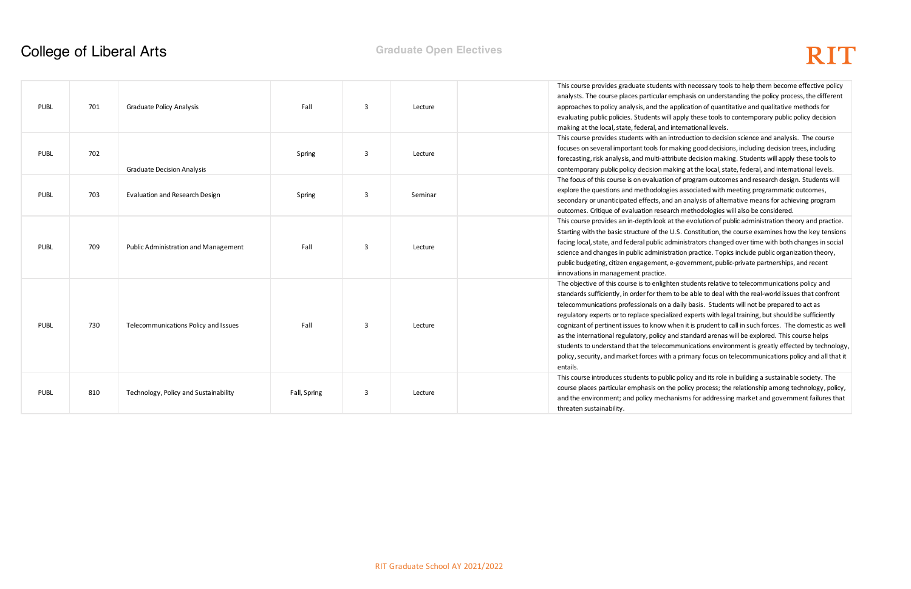# College of Liberal Arts

## Graduate Open Electives

| | | | | | | | |
|---|---|---|---|---|---|---|---|
| PUBL | 701 | Graduate Policy Analysis | Fall | 3 | Lecture | | This course provides graduate students with necessary tools to help them become effective policy analysts. The course places particular emphasis on understanding the policy process, the different approaches to policy analysis, and the application of quantitative and qualitative methods for evaluating public policies. Students will apply these tools to contemporary public policy decision making at the local, state, federal, and international levels. |
| PUBL | 702 | Graduate Decision Analysis | Spring | 3 | Lecture | | This course provides students with an introduction to decision science and analysis. The course focuses on several important tools for making good decisions, including decision trees, including forecasting, risk analysis, and multi-attribute decision making. Students will apply these tools to contemporary public policy decision making at the local, state, federal, and international levels. |
| PUBL | 703 | Evaluation and Research Design | Spring | 3 | Seminar | | The focus of this course is on evaluation of program outcomes and research design. Students will explore the questions and methodologies associated with meeting programmatic outcomes, secondary or unanticipated effects, and an analysis of alternative means for achieving program outcomes. Critique of evaluation research methodologies will also be considered. |
| PUBL | 709 | Public Administration and Management | Fall | 3 | Lecture | | This course provides an in-depth look at the evolution of public administration theory and practice. Starting with the basic structure of the U.S. Constitution, the course examines how the key tensions facing local, state, and federal public administrators changed over time with both changes in social science and changes in public administration practice. Topics include public organization theory, public budgeting, citizen engagement, e-government, public-private partnerships, and recent innovations in management practice. |
| PUBL | 730 | Telecommunications Policy and Issues | Fall | 3 | Lecture | | The objective of this course is to enlighten students relative to telecommunications policy and standards sufficiently, in order for them to be able to deal with the real-world issues that confront telecommunications professionals on a daily basis. Students will not be prepared to act as regulatory experts or to replace specialized experts with legal training, but should be sufficiently cognizant of pertinent issues to know when it is prudent to call in such forces. The domestic as well as the international regulatory, policy and standard arenas will be explored. This course helps students to understand that the telecommunications environment is greatly effected by technology, policy, security, and market forces with a primary focus on telecommunications policy and all that it entails. |
| PUBL | 810 | Technology, Policy and Sustainability | Fall, Spring | 3 | Lecture | | This course introduces students to public policy and its role in building a sustainable society. The course places particular emphasis on the policy process; the relationship among technology, policy, and the environment; and policy mechanisms for addressing market and government failures that threaten sustainability. |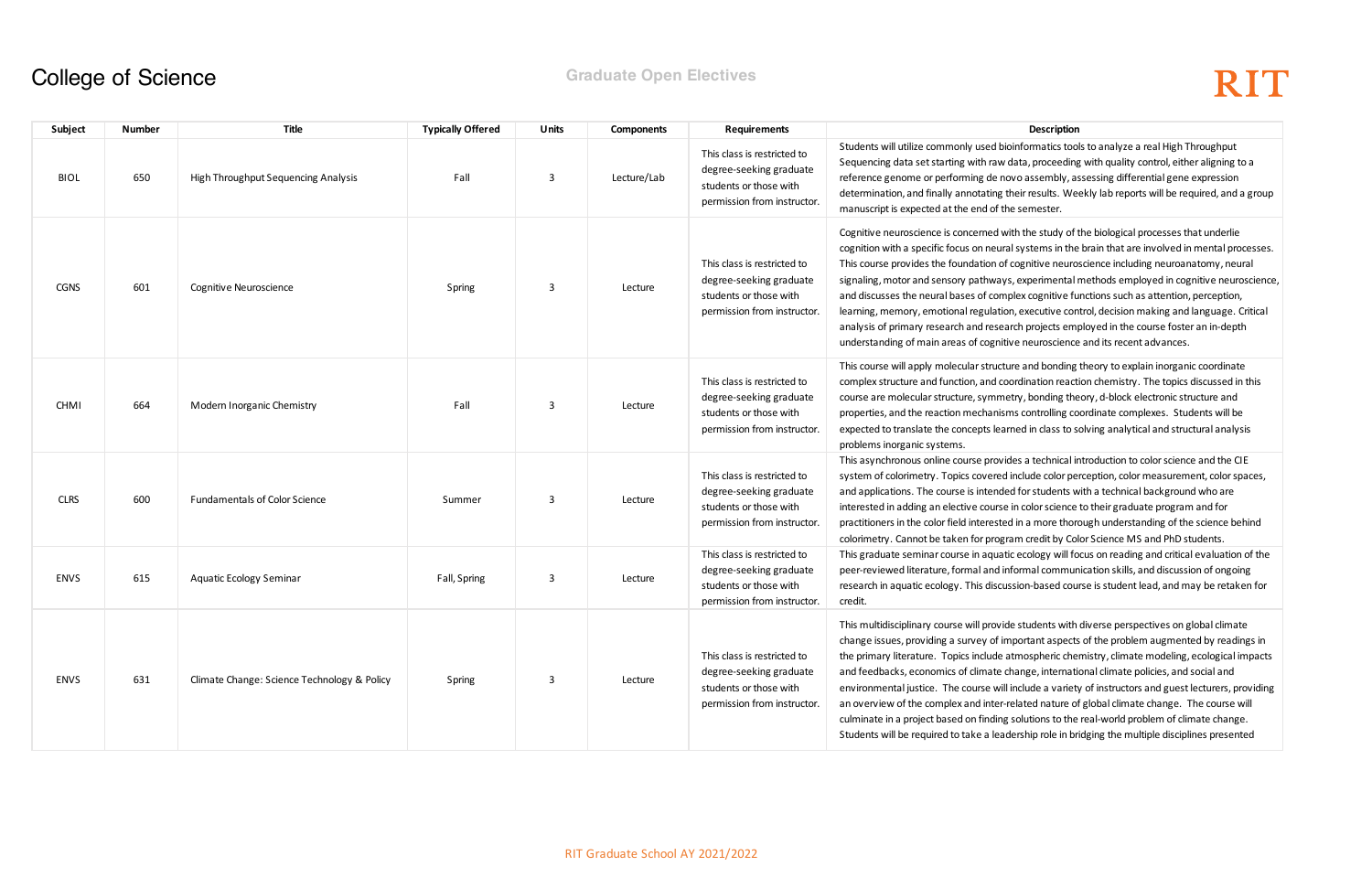# College of Science

## Graduate Open Electives

| Subject | Number | Title | Typically Offered | Units | Components | Requirements | Description |
|---|---|---|---|---|---|---|---|
| BIOL | 650 | High Throughput Sequencing Analysis | Fall | 3 | Lecture/Lab | This class is restricted to degree-seeking graduate students or those with permission from instructor. | Students will utilize commonly used bioinformatics tools to analyze a real High Throughput Sequencing data set starting with raw data, proceeding with quality control, either aligning to a reference genome or performing de novo assembly, assessing differential gene expression determination, and finally annotating their results. Weekly lab reports will be required, and a group manuscript is expected at the end of the semester. |
| CGNS | 601 | Cognitive Neuroscience | Spring | 3 | Lecture | This class is restricted to degree-seeking graduate students or those with permission from instructor. | Cognitive neuroscience is concerned with the study of the biological processes that underlie cognition with a specific focus on neural systems in the brain that are involved in mental processes. This course provides the foundation of cognitive neuroscience including neuroanatomy, neural signaling, motor and sensory pathways, experimental methods employed in cognitive neuroscience, and discusses the neural bases of complex cognitive functions such as attention, perception, learning, memory, emotional regulation, executive control, decision making and language. Critical analysis of primary research and research projects employed in the course foster an in-depth understanding of main areas of cognitive neuroscience and its recent advances. |
| CHMI | 664 | Modern Inorganic Chemistry | Fall | 3 | Lecture | This class is restricted to degree-seeking graduate students or those with permission from instructor. | This course will apply molecular structure and bonding theory to explain inorganic coordinate complex structure and function, and coordination reaction chemistry. The topics discussed in this course are molecular structure, symmetry, bonding theory, d-block electronic structure and properties, and the reaction mechanisms controlling coordinate complexes. Students will be expected to translate the concepts learned in class to solving analytical and structural analysis problems inorganic systems. |
| CLRS | 600 | Fundamentals of Color Science | Summer | 3 | Lecture | This class is restricted to degree-seeking graduate students or those with permission from instructor. | This asynchronous online course provides a technical introduction to color science and the CIE system of colorimetry. Topics covered include color perception, color measurement, color spaces, and applications. The course is intended for students with a technical background who are interested in adding an elective course in color science to their graduate program and for practitioners in the color field interested in a more thorough understanding of the science behind colorimetry. Cannot be taken for program credit by Color Science MS and PhD students. |
| ENVS | 615 | Aquatic Ecology Seminar | Fall, Spring | 3 | Lecture | This class is restricted to degree-seeking graduate students or those with permission from instructor. | This graduate seminar course in aquatic ecology will focus on reading and critical evaluation of the peer-reviewed literature, formal and informal communication skills, and discussion of ongoing research in aquatic ecology. This discussion-based course is student lead, and may be retaken for credit. |
| ENVS | 631 | Climate Change: Science Technology & Policy | Spring | 3 | Lecture | This class is restricted to degree-seeking graduate students or those with permission from instructor. | This multidisciplinary course will provide students with diverse perspectives on global climate change issues, providing a survey of important aspects of the problem augmented by readings in the primary literature. Topics include atmospheric chemistry, climate modeling, ecological impacts and feedbacks, economics of climate change, international climate policies, and social and environmental justice. The course will include a variety of instructors and guest lecturers, providing an overview of the complex and inter-related nature of global climate change. The course will culminate in a project based on finding solutions to the real-world problem of climate change. Students will be required to take a leadership role in bridging the multiple disciplines presented |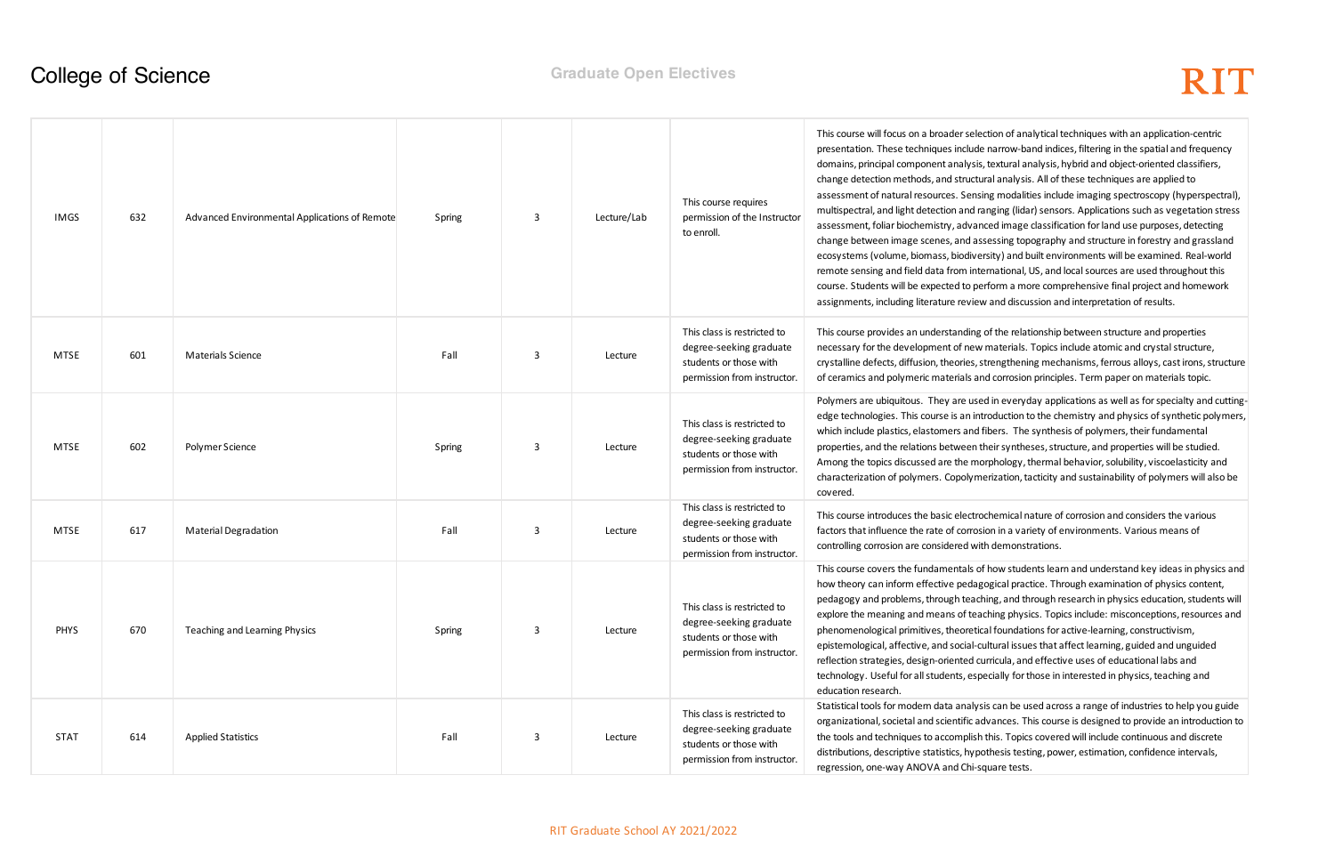# College of Science

## Graduate Open Electives

| | | | | | | | |
|---|---|---|---|---|---|---|---|
| IMGS | 632 | Advanced Environmental Applications of Remote | Spring | 3 | Lecture/Lab | This course requires permission of the Instructor to enroll. | This course will focus on a broader selection of analytical techniques with an application-centric presentation. These techniques include narrow-band indices, filtering in the spatial and frequency domains, principal component analysis, textural analysis, hybrid and object-oriented classifiers, change detection methods, and structural analysis. All of these techniques are applied to assessment of natural resources. Sensing modalities include imaging spectroscopy (hyperspectral), multispectral, and light detection and ranging (lidar) sensors. Applications such as vegetation stress assessment, foliar biochemistry, advanced image classification for land use purposes, detecting change between image scenes, and assessing topography and structure in forestry and grassland ecosystems (volume, biomass, biodiversity) and built environments will be examined. Real-world remote sensing and field data from international, US, and local sources are used throughout this course. Students will be expected to perform a more comprehensive final project and homework assignments, including literature review and discussion and interpretation of results. |
| MTSE | 601 | Materials Science | Fall | 3 | Lecture | This class is restricted to degree-seeking graduate students or those with permission from instructor. | This course provides an understanding of the relationship between structure and properties necessary for the development of new materials. Topics include atomic and crystal structure, crystalline defects, diffusion, theories, strengthening mechanisms, ferrous alloys, cast irons, structure of ceramics and polymeric materials and corrosion principles. Term paper on materials topic. |
| MTSE | 602 | Polymer Science | Spring | 3 | Lecture | This class is restricted to degree-seeking graduate students or those with permission from instructor. | Polymers are ubiquitous. They are used in everyday applications as well as for specialty and cutting-edge technologies. This course is an introduction to the chemistry and physics of synthetic polymers, which include plastics, elastomers and fibers. The synthesis of polymers, their fundamental properties, and the relations between their syntheses, structure, and properties will be studied. Among the topics discussed are the morphology, thermal behavior, solubility, viscoelasticity and characterization of polymers. Copolymerization, tacticity and sustainability of polymers will also be covered. |
| MTSE | 617 | Material Degradation | Fall | 3 | Lecture | This class is restricted to degree-seeking graduate students or those with permission from instructor. | This course introduces the basic electrochemical nature of corrosion and considers the various factors that influence the rate of corrosion in a variety of environments. Various means of controlling corrosion are considered with demonstrations. |
| PHYS | 670 | Teaching and Learning Physics | Spring | 3 | Lecture | This class is restricted to degree-seeking graduate students or those with permission from instructor. | This course covers the fundamentals of how students learn and understand key ideas in physics and how theory can inform effective pedagogical practice. Through examination of physics content, pedagogy and problems, through teaching, and through research in physics education, students will explore the meaning and means of teaching physics. Topics include: misconceptions, resources and phenomenological primitives, theoretical foundations for active-learning, constructivism, epistemological, affective, and social-cultural issues that affect learning, guided and unguided reflection strategies, design-oriented curricula, and effective uses of educational labs and technology. Useful for all students, especially for those in interested in physics, teaching and education research. |
| STAT | 614 | Applied Statistics | Fall | 3 | Lecture | This class is restricted to degree-seeking graduate students or those with permission from instructor. | Statistical tools for modern data analysis can be used across a range of industries to help you guide organizational, societal and scientific advances. This course is designed to provide an introduction to the tools and techniques to accomplish this. Topics covered will include continuous and discrete distributions, descriptive statistics, hypothesis testing, power, estimation, confidence intervals, regression, one-way ANOVA and Chi-square tests. |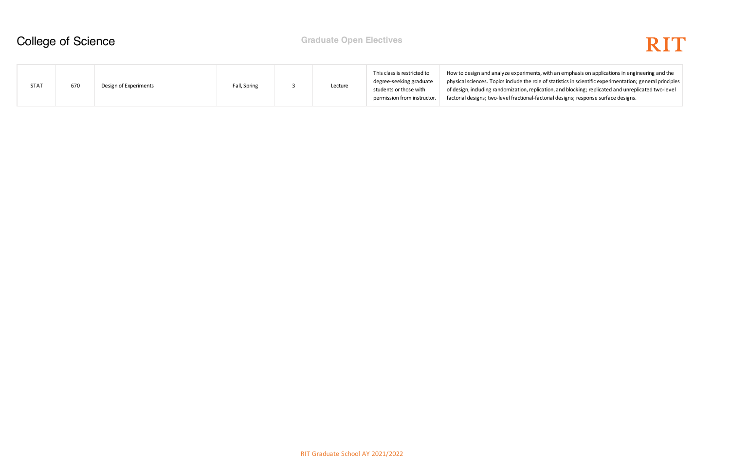# College of Science

## Graduate Open Electives

| | | | | | | | |
|---|---|---|---|---|---|---|---|
| STAT | 670 | Design of Experiments | Fall, Spring | 3 | Lecture | This class is restricted to degree-seeking graduate students or those with permission from instructor. | How to design and analyze experiments, with an emphasis on applications in engineering and the physical sciences. Topics include the role of statistics in scientific experimentation; general principles of design, including randomization, replication, and blocking; replicated and unreplicated two-level factorial designs; two-level fractional-factorial designs; response surface designs. |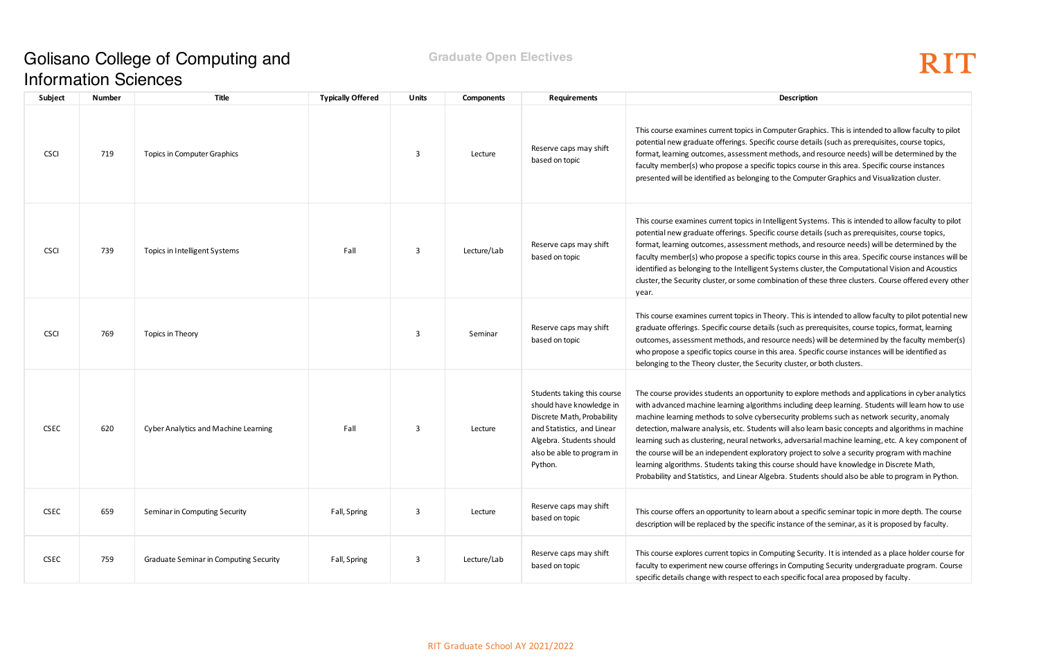# Golisano College of Computing and Information Sciences

## Graduate Open Electives

| Subject | Number | Title | Typically Offered | Units | Components | Requirements | Description |
|---|---|---|---|---|---|---|---|
| CSCI | 719 | Topics in Computer Graphics | | 3 | Lecture | Reserve caps may shift based on topic | This course examines current topics in Computer Graphics. This is intended to allow faculty to pilot potential new graduate offerings. Specific course details (such as prerequisites, course topics, format, learning outcomes, assessment methods, and resource needs) will be determined by the faculty member(s) who propose a specific topics course in this area. Specific course instances presented will be identified as belonging to the Computer Graphics and Visualization cluster. |
| CSCI | 739 | Topics in Intelligent Systems | Fall | 3 | Lecture/Lab | Reserve caps may shift based on topic | This course examines current topics in Intelligent Systems. This is intended to allow faculty to pilot potential new graduate offerings. Specific course details (such as prerequisites, course topics, format, learning outcomes, assessment methods, and resource needs) will be determined by the faculty member(s) who propose a specific topics course in this area. Specific course instances will be identified as belonging to the Intelligent Systems cluster, the Computational Vision and Acoustics cluster, the Security cluster, or some combination of these three clusters. Course offered every other year. |
| CSCI | 769 | Topics in Theory | | 3 | Seminar | Reserve caps may shift based on topic | This course examines current topics in Theory. This is intended to allow faculty to pilot potential new graduate offerings. Specific course details (such as prerequisites, course topics, format, learning outcomes, assessment methods, and resource needs) will be determined by the faculty member(s) who propose a specific topics course in this area. Specific course instances will be identified as belonging to the Theory cluster, the Security cluster, or both clusters. |
| CSEC | 620 | Cyber Analytics and Machine Learning | Fall | 3 | Lecture | Students taking this course should have knowledge in Discrete Math, Probability and Statistics, and Linear Algebra. Students should also be able to program in Python. | The course provides students an opportunity to explore methods and applications in cyber analytics with advanced machine learning algorithms including deep learning. Students will learn how to use machine learning methods to solve cybersecurity problems such as network security, anomaly detection, malware analysis, etc. Students will also learn basic concepts and algorithms in machine learning such as clustering, neural networks, adversarial machine learning, etc. A key component of the course will be an independent exploratory project to solve a security program with machine learning algorithms. Students taking this course should have knowledge in Discrete Math, Probability and Statistics, and Linear Algebra. Students should also be able to program in Python. |
| CSEC | 659 | Seminar in Computing Security | Fall, Spring | 3 | Lecture | Reserve caps may shift based on topic | This course offers an opportunity to learn about a specific seminar topic in more depth. The course description will be replaced by the specific instance of the seminar, as it is proposed by faculty. |
| CSEC | 759 | Graduate Seminar in Computing Security | Fall, Spring | 3 | Lecture/Lab | Reserve caps may shift based on topic | This course explores current topics in Computing Security. It is intended as a place holder course for faculty to experiment new course offerings in Computing Security undergraduate program. Course specific details change with respect to each specific focal area proposed by faculty. |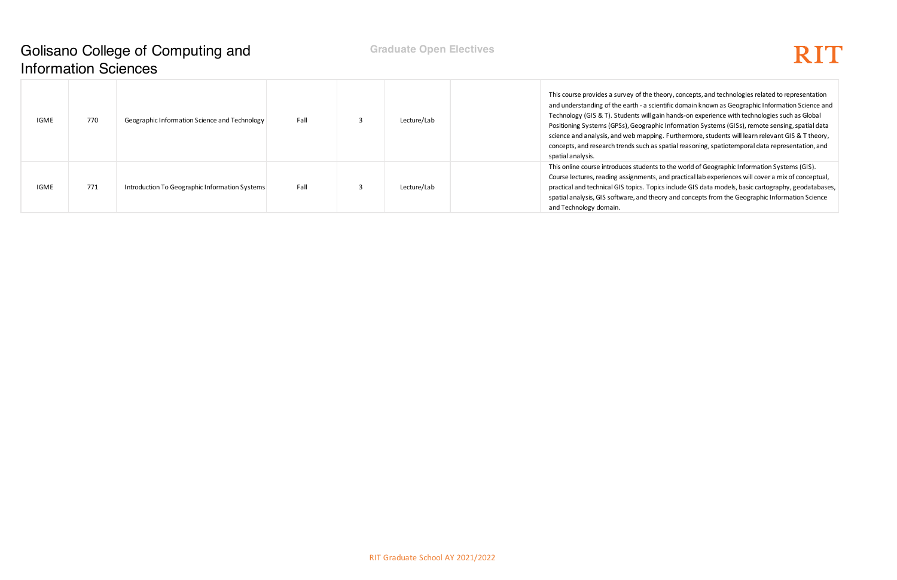# Golisano College of Computing and Information Sciences

**Graduate Open Electives**

| | | | | | | | |
|---|---|---|---|---|---|---|---|
| IGME | 770 | Geographic Information Science and Technology | Fall | 3 | Lecture/Lab | | This course provides a survey of the theory, concepts, and technologies related to representation and understanding of the earth - a scientific domain known as Geographic Information Science and Technology (GIS & T). Students will gain hands-on experience with technologies such as Global Positioning Systems (GPSs), Geographic Information Systems (GISs), remote sensing, spatial data science and analysis, and web mapping. Furthermore, students will learn relevant GIS & T theory, concepts, and research trends such as spatial reasoning, spatiotemporal data representation, and spatial analysis. |
| IGME | 771 | Introduction To Geographic Information Systems | Fall | 3 | Lecture/Lab | | This online course introduces students to the world of Geographic Information Systems (GIS). Course lectures, reading assignments, and practical lab experiences will cover a mix of conceptual, practical and technical GIS topics. Topics include GIS data models, basic cartography, geodatabases, spatial analysis, GIS software, and theory and concepts from the Geographic Information Science and Technology domain. |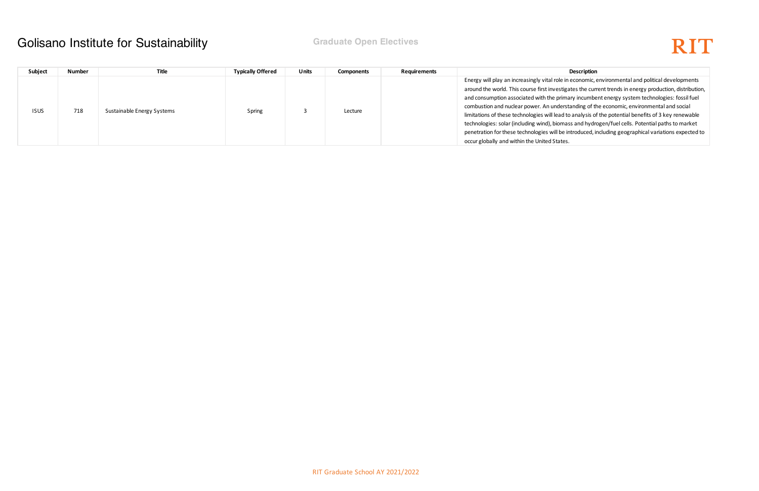# Golisano Institute for Sustainability

**Graduate Open Electives**

| Subject | Number | Title | Typically Offered | Units | Components | Requirements | Description |
|---|---|---|---|---|---|---|---|
| ISUS | 718 | Sustainable Energy Systems | Spring | 3 | Lecture | | Energy will play an increasingly vital role in economic, environmental and political developments around the world. This course first investigates the current trends in energy production, distribution, and consumption associated with the primary incumbent energy system technologies: fossil fuel combustion and nuclear power. An understanding of the economic, environmental and social limitations of these technologies will lead to analysis of the potential benefits of 3 key renewable technologies: solar (including wind), biomass and hydrogen/fuel cells. Potential paths to market penetration for these technologies will be introduced, including geographical variations expected to occur globally and within the United States. |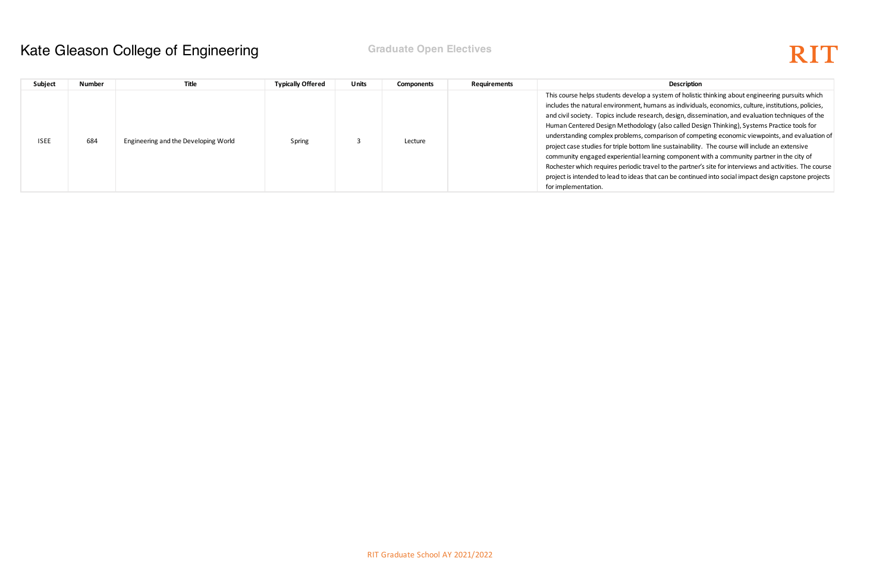# Kate Gleason College of Engineering

**Graduate Open Electives**

| Subject | Number | Title | Typically Offered | Units | Components | Requirements | Description |
|---|---|---|---|---|---|---|---|
| ISEE | 684 | Engineering and the Developing World | Spring | 3 | Lecture | | This course helps students develop a system of holistic thinking about engineering pursuits which includes the natural environment, humans as individuals, economics, culture, institutions, policies, and civil society. Topics include research, design, dissemination, and evaluation techniques of the Human Centered Design Methodology (also called Design Thinking), Systems Practice tools for understanding complex problems, comparison of competing economic viewpoints, and evaluation of project case studies for triple bottom line sustainability. The course will include an extensive community engaged experiential learning component with a community partner in the city of Rochester which requires periodic travel to the partner's site for interviews and activities. The course project is intended to lead to ideas that can be continued into social impact design capstone projects for implementation. |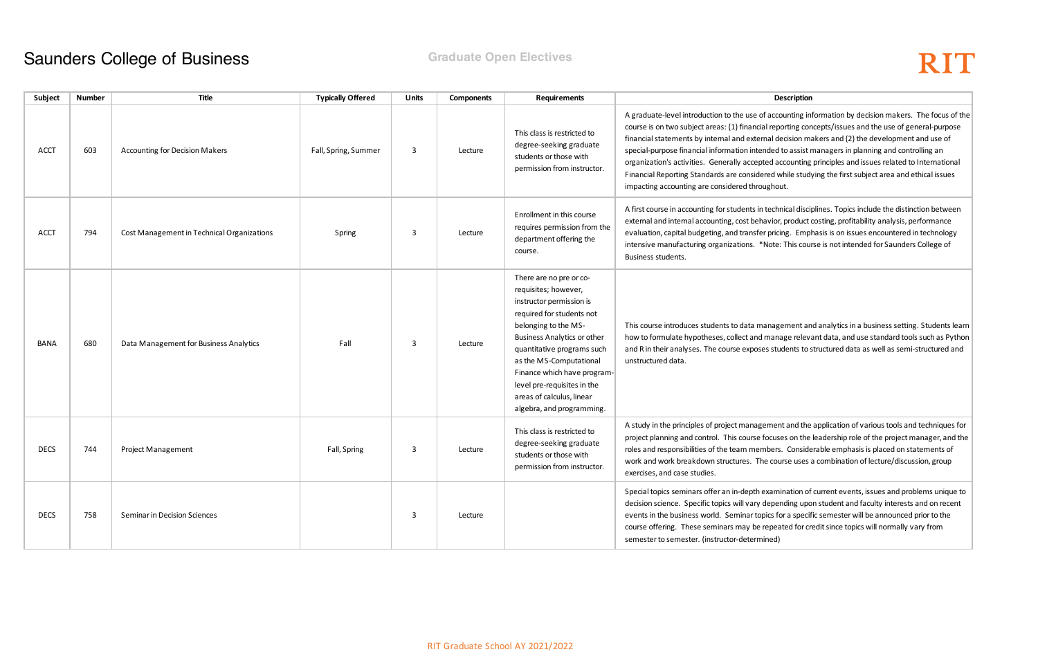# Saunders College of Business

## Graduate Open Electives

RIT

| Subject | Number | Title | Typically Offered | Units | Components | Requirements | Description |
|---|---|---|---|---|---|---|---|
| ACCT | 603 | Accounting for Decision Makers | Fall, Spring, Summer | 3 | Lecture | This class is restricted to degree-seeking graduate students or those with permission from instructor. | A graduate-level introduction to the use of accounting information by decision makers. The focus of the course is on two subject areas: (1) financial reporting concepts/issues and the use of general-purpose financial statements by internal and external decision makers and (2) the development and use of special-purpose financial information intended to assist managers in planning and controlling an organization's activities. Generally accepted accounting principles and issues related to International Financial Reporting Standards are considered while studying the first subject area and ethical issues impacting accounting are considered throughout. |
| ACCT | 794 | Cost Management in Technical Organizations | Spring | 3 | Lecture | Enrollment in this course requires permission from the department offering the course. | A first course in accounting for students in technical disciplines. Topics include the distinction between external and internal accounting, cost behavior, product costing, profitability analysis, performance evaluation, capital budgeting, and transfer pricing. Emphasis is on issues encountered in technology intensive manufacturing organizations. *Note: This course is not intended for Saunders College of Business students. |
| BANA | 680 | Data Management for Business Analytics | Fall | 3 | Lecture | There are no pre or co-requisites; however, instructor permission is required for students not belonging to the MS-Business Analytics or other quantitative programs such as the MS-Computational Finance which have program-level pre-requisites in the areas of calculus, linear algebra, and programming. | This course introduces students to data management and analytics in a business setting. Students learn how to formulate hypotheses, collect and manage relevant data, and use standard tools such as Python and R in their analyses. The course exposes students to structured data as well as semi-structured and unstructured data. |
| DECS | 744 | Project Management | Fall, Spring | 3 | Lecture | This class is restricted to degree-seeking graduate students or those with permission from instructor. | A study in the principles of project management and the application of various tools and techniques for project planning and control. This course focuses on the leadership role of the project manager, and the roles and responsibilities of the team members. Considerable emphasis is placed on statements of work and work breakdown structures. The course uses a combination of lecture/discussion, group exercises, and case studies. |
| DECS | 758 | Seminar in Decision Sciences | | 3 | Lecture | | Special topics seminars offer an in-depth examination of current events, issues and problems unique to decision science. Specific topics will vary depending upon student and faculty interests and on recent events in the business world. Seminar topics for a specific semester will be announced prior to the course offering. These seminars may be repeated for credit since topics will normally vary from semester to semester. (instructor-determined) |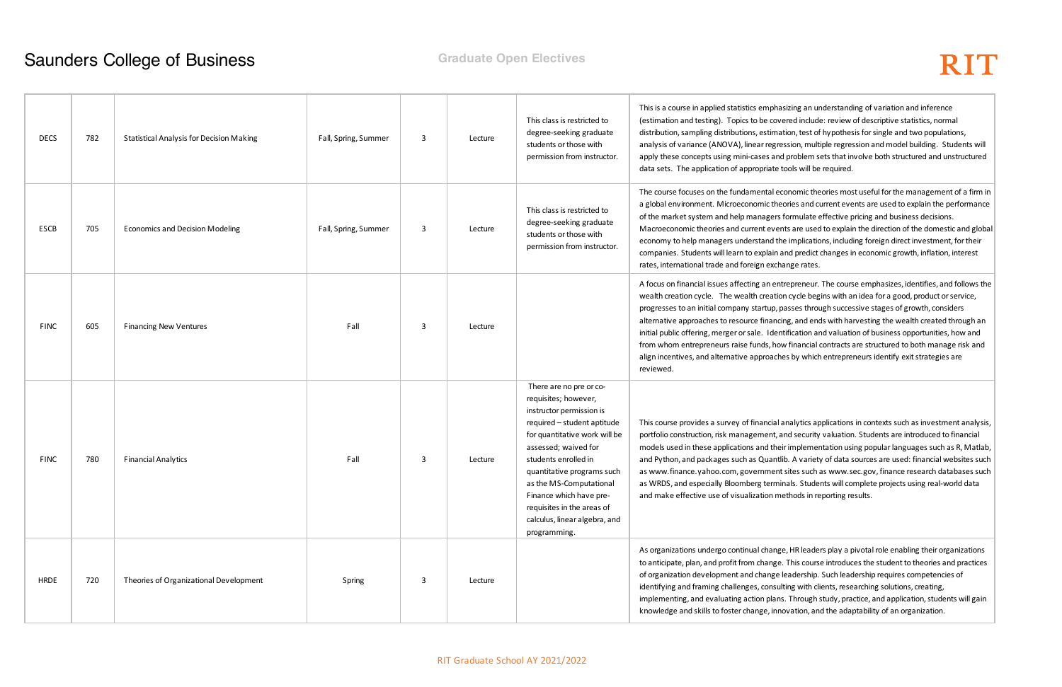# Saunders College of Business

## Graduate Open Electives

| | | | | | | | |
|---|---|---|---|---|---|---|---|
| DECS | 782 | Statistical Analysis for Decision Making | Fall, Spring, Summer | 3 | Lecture | This class is restricted to degree-seeking graduate students or those with permission from instructor. | This is a course in applied statistics emphasizing an understanding of variation and inference (estimation and testing). Topics to be covered include: review of descriptive statistics, normal distribution, sampling distributions, estimation, test of hypothesis for single and two populations, analysis of variance (ANOVA), linear regression, multiple regression and model building. Students will apply these concepts using mini-cases and problem sets that involve both structured and unstructured data sets. The application of appropriate tools will be required. |
| ESCB | 705 | Economics and Decision Modeling | Fall, Spring, Summer | 3 | Lecture | This class is restricted to degree-seeking graduate students or those with permission from instructor. | The course focuses on the fundamental economic theories most useful for the management of a firm in a global environment. Microeconomic theories and current events are used to explain the performance of the market system and help managers formulate effective pricing and business decisions. Macroeconomic theories and current events are used to explain the direction of the domestic and global economy to help managers understand the implications, including foreign direct investment, for their companies. Students will learn to explain and predict changes in economic growth, inflation, interest rates, international trade and foreign exchange rates. |
| FINC | 605 | Financing New Ventures | Fall | 3 | Lecture | | A focus on financial issues affecting an entrepreneur. The course emphasizes, identifies, and follows the wealth creation cycle. The wealth creation cycle begins with an idea for a good, product or service, progresses to an initial company startup, passes through successive stages of growth, considers alternative approaches to resource financing, and ends with harvesting the wealth created through an initial public offering, merger or sale. Identification and valuation of business opportunities, how and from whom entrepreneurs raise funds, how financial contracts are structured to both manage risk and align incentives, and alternative approaches by which entrepreneurs identify exit strategies are reviewed. |
| FINC | 780 | Financial Analytics | Fall | 3 | Lecture | There are no pre or co-requisites; however, instructor permission is required – student aptitude for quantitative work will be assessed; waived for students enrolled in quantitative programs such as the MS-Computational Finance which have pre-requisites in the areas of calculus, linear algebra, and programming. | This course provides a survey of financial analytics applications in contexts such as investment analysis, portfolio construction, risk management, and security valuation. Students are introduced to financial models used in these applications and their implementation using popular languages such as R, Matlab, and Python, and packages such as Quantlib. A variety of data sources are used: financial websites such as www.finance.yahoo.com, government sites such as www.sec.gov, finance research databases such as WRDS, and especially Bloomberg terminals. Students will complete projects using real-world data and make effective use of visualization methods in reporting results. |
| HRDE | 720 | Theories of Organizational Development | Spring | 3 | Lecture | | As organizations undergo continual change, HR leaders play a pivotal role enabling their organizations to anticipate, plan, and profit from change. This course introduces the student to theories and practices of organization development and change leadership. Such leadership requires competencies of identifying and framing challenges, consulting with clients, researching solutions, creating, implementing, and evaluating action plans. Through study, practice, and application, students will gain knowledge and skills to foster change, innovation, and the adaptability of an organization. |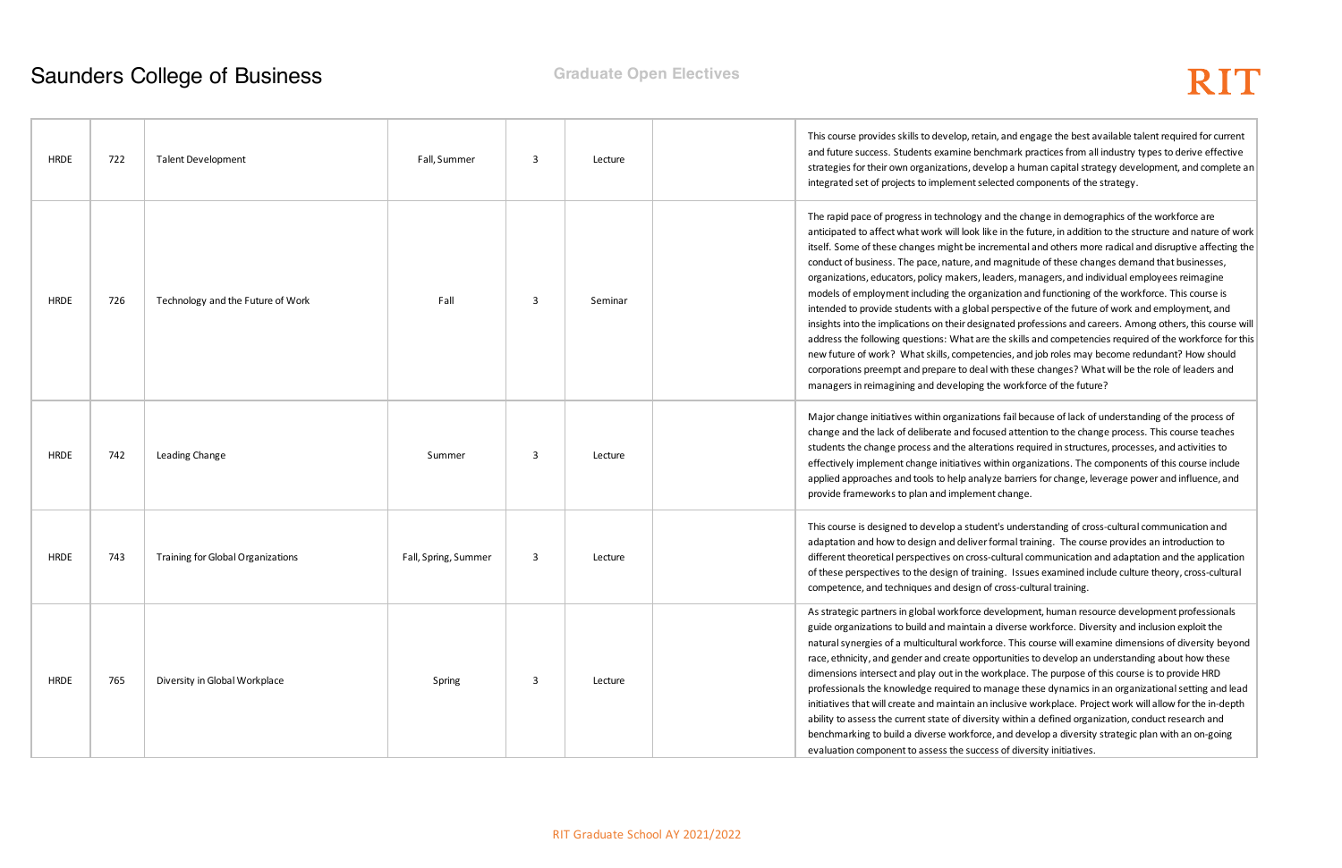# Saunders College of Business

## Graduate Open Electives

| | | | | | | | |
|---|---|---|---|---|---|---|---|
| HRDE | 722 | Talent Development | Fall, Summer | 3 | Lecture | | This course provides skills to develop, retain, and engage the best available talent required for current and future success. Students examine benchmark practices from all industry types to derive effective strategies for their own organizations, develop a human capital strategy development, and complete an integrated set of projects to implement selected components of the strategy. |
| HRDE | 726 | Technology and the Future of Work | Fall | 3 | Seminar | | The rapid pace of progress in technology and the change in demographics of the workforce are anticipated to affect what work will look like in the future, in addition to the structure and nature of work itself. Some of these changes might be incremental and others more radical and disruptive affecting the conduct of business. The pace, nature, and magnitude of these changes demand that businesses, organizations, educators, policy makers, leaders, managers, and individual employees reimagine models of employment including the organization and functioning of the workforce. This course is intended to provide students with a global perspective of the future of work and employment, and insights into the implications on their designated professions and careers. Among others, this course will address the following questions: What are the skills and competencies required of the workforce for this new future of work? What skills, competencies, and job roles may become redundant? How should corporations preempt and prepare to deal with these changes? What will be the role of leaders and managers in reimagining and developing the workforce of the future? |
| HRDE | 742 | Leading Change | Summer | 3 | Lecture | | Major change initiatives within organizations fail because of lack of understanding of the process of change and the lack of deliberate and focused attention to the change process. This course teaches students the change process and the alterations required in structures, processes, and activities to effectively implement change initiatives within organizations. The components of this course include applied approaches and tools to help analyze barriers for change, leverage power and influence, and provide frameworks to plan and implement change. |
| HRDE | 743 | Training for Global Organizations | Fall, Spring, Summer | 3 | Lecture | | This course is designed to develop a student's understanding of cross-cultural communication and adaptation and how to design and deliver formal training. The course provides an introduction to different theoretical perspectives on cross-cultural communication and adaptation and the application of these perspectives to the design of training. Issues examined include culture theory, cross-cultural competence, and techniques and design of cross-cultural training. |
| HRDE | 765 | Diversity in Global Workplace | Spring | 3 | Lecture | | As strategic partners in global workforce development, human resource development professionals guide organizations to build and maintain a diverse workforce. Diversity and inclusion exploit the natural synergies of a multicultural workforce. This course will examine dimensions of diversity beyond race, ethnicity, and gender and create opportunities to develop an understanding about how these dimensions intersect and play out in the workplace. The purpose of this course is to provide HRD professionals the knowledge required to manage these dynamics in an organizational setting and lead initiatives that will create and maintain an inclusive workplace. Project work will allow for the in-depth ability to assess the current state of diversity within a defined organization, conduct research and benchmarking to build a diverse workforce, and develop a diversity strategic plan with an on-going evaluation component to assess the success of diversity initiatives. |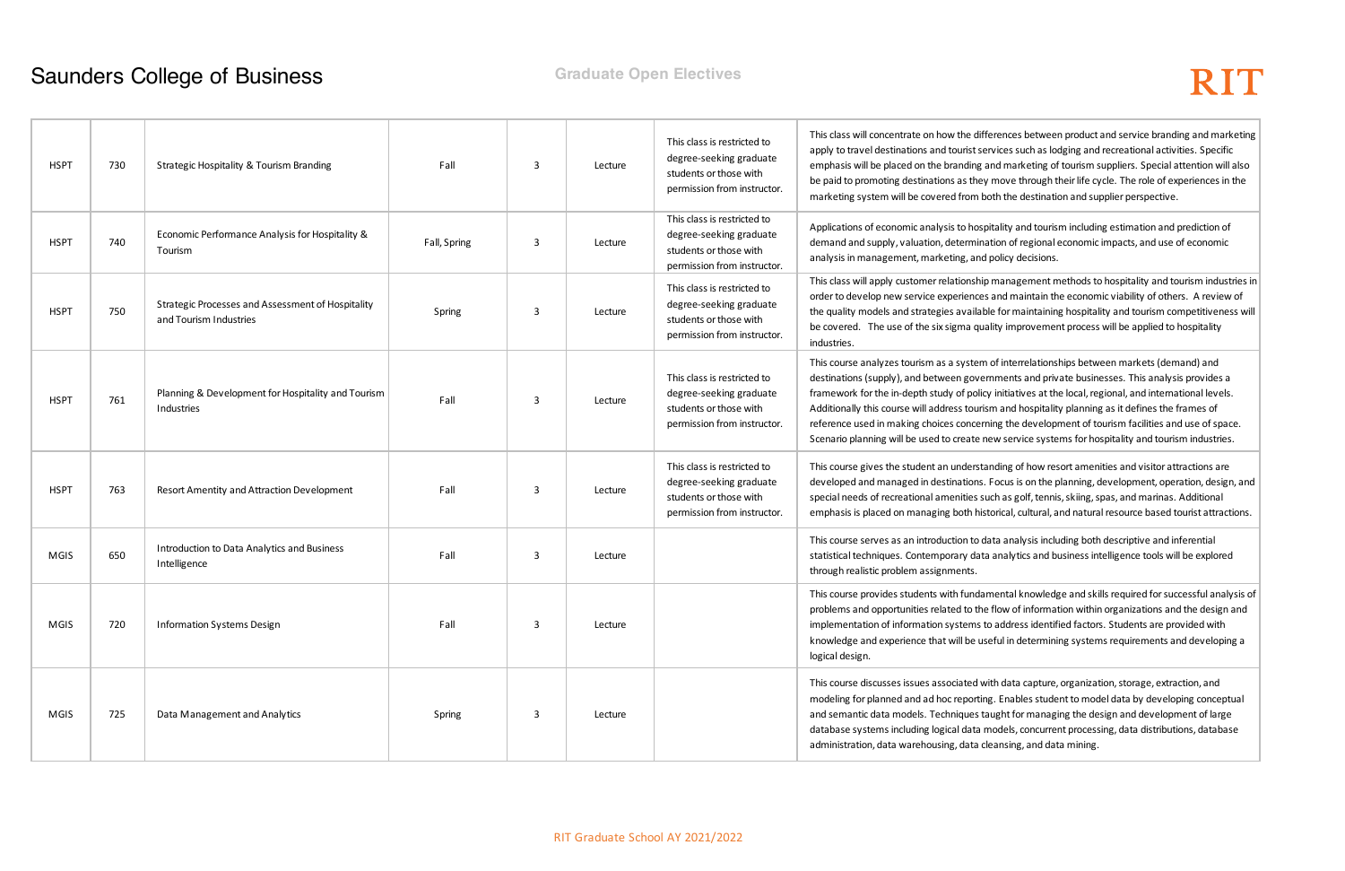# Saunders College of Business

## Graduate Open Electives

| | | | | | | | |
|---|---|---|---|---|---|---|---|
| HSPT | 730 | Strategic Hospitality & Tourism Branding | Fall | 3 | Lecture | This class is restricted to degree-seeking graduate students or those with permission from instructor. | This class will concentrate on how the differences between product and service branding and marketing apply to travel destinations and tourist services such as lodging and recreational activities. Specific emphasis will be placed on the branding and marketing of tourism suppliers. Special attention will also be paid to promoting destinations as they move through their life cycle. The role of experiences in the marketing system will be covered from both the destination and supplier perspective. |
| HSPT | 740 | Economic Performance Analysis for Hospitality & Tourism | Fall, Spring | 3 | Lecture | This class is restricted to degree-seeking graduate students or those with permission from instructor. | Applications of economic analysis to hospitality and tourism including estimation and prediction of demand and supply, valuation, determination of regional economic impacts, and use of economic analysis in management, marketing, and policy decisions. |
| HSPT | 750 | Strategic Processes and Assessment of Hospitality and Tourism Industries | Spring | 3 | Lecture | This class is restricted to degree-seeking graduate students or those with permission from instructor. | This class will apply customer relationship management methods to hospitality and tourism industries in order to develop new service experiences and maintain the economic viability of others. A review of the quality models and strategies available for maintaining hospitality and tourism competitiveness will be covered. The use of the six sigma quality improvement process will be applied to hospitality industries. |
| HSPT | 761 | Planning & Development for Hospitality and Tourism Industries | Fall | 3 | Lecture | This class is restricted to degree-seeking graduate students or those with permission from instructor. | This course analyzes tourism as a system of interrelationships between markets (demand) and destinations (supply), and between governments and private businesses. This analysis provides a framework for the in-depth study of policy initiatives at the local, regional, and international levels. Additionally this course will address tourism and hospitality planning as it defines the frames of reference used in making choices concerning the development of tourism facilities and use of space. Scenario planning will be used to create new service systems for hospitality and tourism industries. |
| HSPT | 763 | Resort Amentity and Attraction Development | Fall | 3 | Lecture | This class is restricted to degree-seeking graduate students or those with permission from instructor. | This course gives the student an understanding of how resort amenities and visitor attractions are developed and managed in destinations. Focus is on the planning, development, operation, design, and special needs of recreational amenities such as golf, tennis, skiing, spas, and marinas. Additional emphasis is placed on managing both historical, cultural, and natural resource based tourist attractions. |
| MGIS | 650 | Introduction to Data Analytics and Business Intelligence | Fall | 3 | Lecture | | This course serves as an introduction to data analysis including both descriptive and inferential statistical techniques. Contemporary data analytics and business intelligence tools will be explored through realistic problem assignments. |
| MGIS | 720 | Information Systems Design | Fall | 3 | Lecture | | This course provides students with fundamental knowledge and skills required for successful analysis of problems and opportunities related to the flow of information within organizations and the design and implementation of information systems to address identified factors. Students are provided with knowledge and experience that will be useful in determining systems requirements and developing a logical design. |
| MGIS | 725 | Data Management and Analytics | Spring | 3 | Lecture | | This course discusses issues associated with data capture, organization, storage, extraction, and modeling for planned and ad hoc reporting. Enables student to model data by developing conceptual and semantic data models. Techniques taught for managing the design and development of large database systems including logical data models, concurrent processing, data distributions, database administration, data warehousing, data cleansing, and data mining. |

RIT Graduate School AY 2021/2022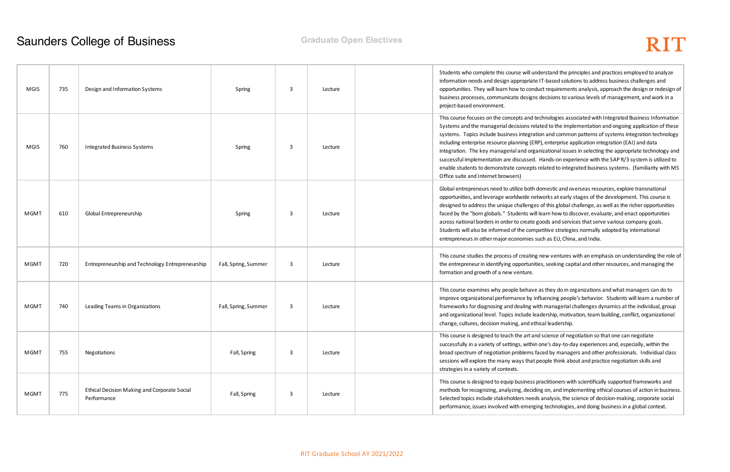# Saunders College of Business

## Graduate Open Electives

| | | | | | | | |
|---|---|---|---|---|---|---|---|
| MGIS | 735 | Design and Information Systems | Spring | 3 | Lecture | | Students who complete this course will understand the principles and practices employed to analyze information needs and design appropriate IT-based solutions to address business challenges and opportunities. They will learn how to conduct requirements analysis, approach the design or redesign of business processes, communicate designs decisions to various levels of management, and work in a project-based environment. |
| MGIS | 760 | Integrated Business Systems | Spring | 3 | Lecture | | This course focuses on the concepts and technologies associated with Integrated Business Information Systems and the managerial decisions related to the implementation and ongoing application of these systems. Topics include business integration and common patterns of systems integration technology including enterprise resource planning (ERP), enterprise application integration (EAI) and data integration. The key managerial and organizational issues in selecting the appropriate technology and successful implementation are discussed. Hands-on experience with the SAP R/3 system is utilized to enable students to demonstrate concepts related to integrated business systems. (familiarity with MS Office suite and Internet browsers) |
| MGMT | 610 | Global Entrepreneurship | Spring | 3 | Lecture | | Global entrepreneurs need to utilize both domestic and overseas resources, explore transnational opportunities, and leverage worldwide networks at early stages of the development. This course is designed to address the unique challenges of this global challenge, as well as the richer opportunities faced by the "born globals." Students will learn how to discover, evaluate, and enact opportunities across national borders in order to create goods and services that serve various company goals. Students will also be informed of the competitive strategies normally adopted by international entrepreneurs in other major economies such as EU, China, and India. |
| MGMT | 720 | Entrepreneurship and Technology Entrepreneurship | Fall, Spring, Summer | 3 | Lecture | | This course studies the process of creating new ventures with an emphasis on understanding the role of the entrepreneur in identifying opportunities, seeking capital and other resources, and managing the formation and growth of a new venture. |
| MGMT | 740 | Leading Teams in Organizations | Fall, Spring, Summer | 3 | Lecture | | This course examines why people behave as they do in organizations and what managers can do to improve organizational performance by influencing people's behavior. Students will learn a number of frameworks for diagnosing and dealing with managerial challenges dynamics at the individual, group and organizational level. Topics include leadership, motivation, team building, conflict, organizational change, cultures, decision making, and ethical leadership. |
| MGMT | 755 | Negotiations | Fall, Spring | 3 | Lecture | | This course is designed to teach the art and science of negotiation so that one can negotiate successfully in a variety of settings, within one's day-to-day experiences and, especially, within the broad spectrum of negotiation problems faced by managers and other professionals. Individual class sessions will explore the many ways that people think about and practice negotiation skills and strategies in a variety of contexts. |
| MGMT | 775 | Ethical Decision Making and Corporate Social Performance | Fall, Spring | 3 | Lecture | | This course is designed to equip business practitioners with scientifically supported frameworks and methods for recognizing, analyzing, deciding on, and implementing ethical courses of action in business. Selected topics include stakeholders needs analysis, the science of decision-making, corporate social performance, issues involved with emerging technologies, and doing business in a global context. |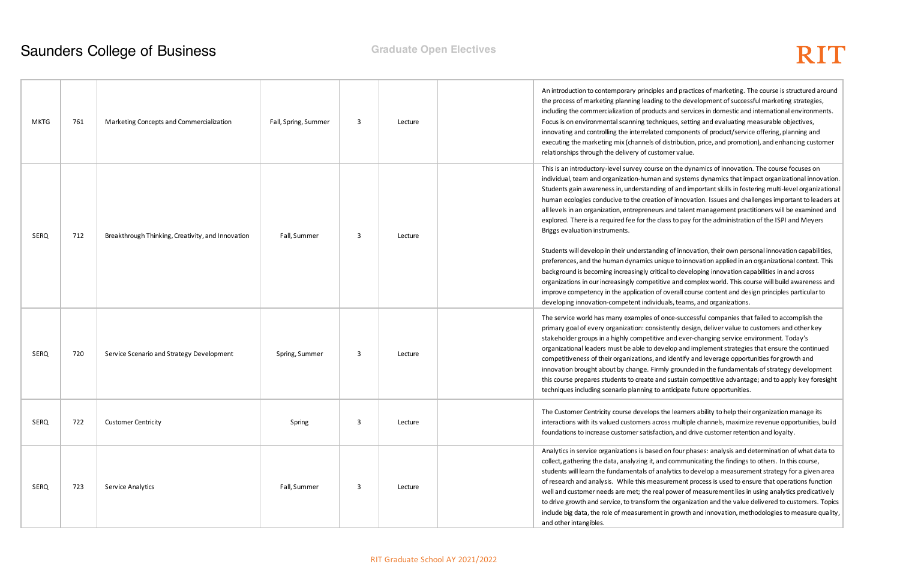| MKTG | 761 | Marketing Concepts and Commercialization | Fall, Spring, Summer | 3 | Lecture | | An introduction to contemporary principles and practices of marketing. The course is structured around the process of marketing planning leading to the development of successful marketing strategies, including the commercialization of products and services in domestic and international environments. Focus is on environmental scanning techniques, setting and evaluating measurable objectives, innovating and controlling the interrelated components of product/service offering, planning and executing the marketing mix (channels of distribution, price, and promotion), and enhancing customer relationships through the delivery of customer value. |
|---|---|---|---|---|---|---|---|
| SERQ | 712 | Breakthrough Thinking, Creativity, and Innovation | Fall, Summer | 3 | Lecture | | This is an introductory-level survey course on the dynamics of innovation. The course focuses on individual, team and organization-human and systems dynamics that impact organizational innovation. Students gain awareness in, understanding of and important skills in fostering multi-level organizational human ecologies conducive to the creation of innovation. Issues and challenges important to leaders at all levels in an organization, entrepreneurs and talent management practitioners will be examined and explored. There is a required fee for the class to pay for the administration of the ISPI and Meyers Briggs evaluation instruments.<br><br>Students will develop in their understanding of innovation, their own personal innovation capabilities, preferences, and the human dynamics unique to innovation applied in an organizational context. This background is becoming increasingly critical to developing innovation capabilities in and across organizations in our increasingly competitive and complex world. This course will build awareness and improve competency in the application of overall course content and design principles particular to developing innovation-competent individuals, teams, and organizations. |
| SERQ | 720 | Service Scenario and Strategy Development | Spring, Summer | 3 | Lecture | | The service world has many examples of once-successful companies that failed to accomplish the primary goal of every organization: consistently design, deliver value to customers and other key stakeholder groups in a highly competitive and ever-changing service environment. Today's organizational leaders must be able to develop and implement strategies that ensure the continued competitiveness of their organizations, and identify and leverage opportunities for growth and innovation brought about by change. Firmly grounded in the fundamentals of strategy development this course prepares students to create and sustain competitive advantage; and to apply key foresight techniques including scenario planning to anticipate future opportunities. |
| SERQ | 722 | Customer Centricity | Spring | 3 | Lecture | | The Customer Centricity course develops the learners ability to help their organization manage its interactions with its valued customers across multiple channels, maximize revenue opportunities, build foundations to increase customer satisfaction, and drive customer retention and loyalty. |
| SERQ | 723 | Service Analytics | Fall, Summer | 3 | Lecture | | Analytics in service organizations is based on four phases: analysis and determination of what data to collect, gathering the data, analyzing it, and communicating the findings to others. In this course, students will learn the fundamentals of analytics to develop a measurement strategy for a given area of research and analysis. While this measurement process is used to ensure that operations function well and customer needs are met; the real power of measurement lies in using analytics predicatively to drive growth and service, to transform the organization and the value delivered to customers. Topics include big data, the role of measurement in growth and innovation, methodologies to measure quality, and other intangibles. |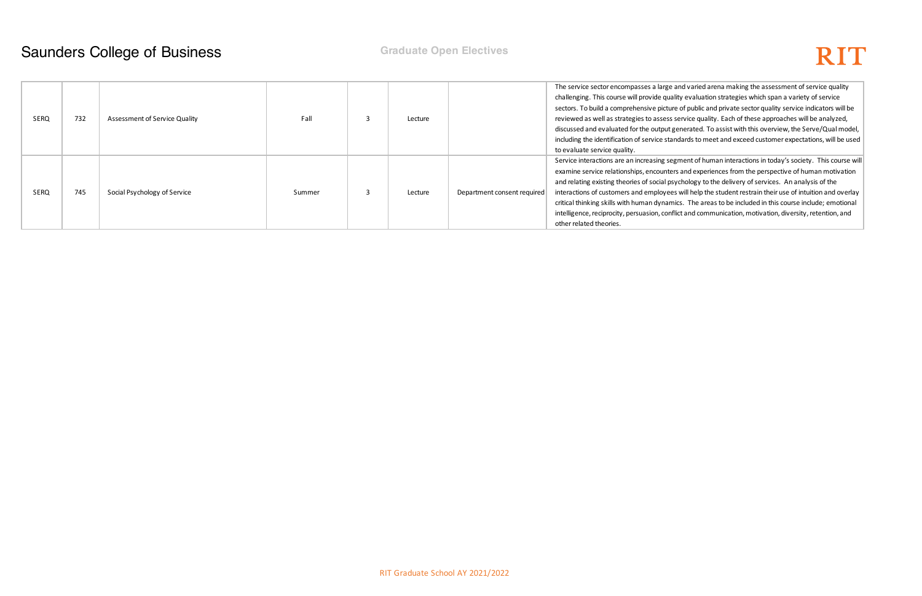| | | | | | | | |
|---|---|---|---|---|---|---|---|
| SERQ | 732 | Assessment of Service Quality | Fall | 3 | Lecture | | The service sector encompasses a large and varied arena making the assessment of service quality challenging. This course will provide quality evaluation strategies which span a variety of service sectors. To build a comprehensive picture of public and private sector quality service indicators will be reviewed as well as strategies to assess service quality. Each of these approaches will be analyzed, discussed and evaluated for the output generated. To assist with this overview, the Serve/Qual model, including the identification of service standards to meet and exceed customer expectations, will be used to evaluate service quality. |
| SERQ | 745 | Social Psychology of Service | Summer | 3 | Lecture | Department consent required | Service interactions are an increasing segment of human interactions in today's society. This course will examine service relationships, encounters and experiences from the perspective of human motivation and relating existing theories of social psychology to the delivery of services. An analysis of the interactions of customers and employees will help the student restrain their use of intuition and overlay critical thinking skills with human dynamics. The areas to be included in this course include; emotional intelligence, reciprocity, persuasion, conflict and communication, motivation, diversity, retention, and other related theories. |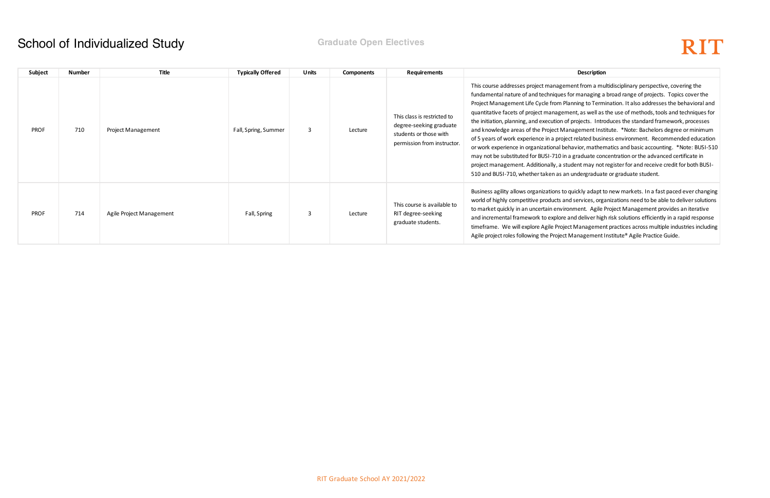# School of Individualized Study

## Graduate Open Electives

| Subject | Number | Title | Typically Offered | Units | Components | Requirements | Description |
|---|---|---|---|---|---|---|---|
| PROF | 710 | Project Management | Fall, Spring, Summer | 3 | Lecture | This class is restricted to degree-seeking graduate students or those with permission from instructor. | This course addresses project management from a multidisciplinary perspective, covering the fundamental nature of and techniques for managing a broad range of projects. Topics cover the Project Management Life Cycle from Planning to Termination. It also addresses the behavioral and quantitative facets of project management, as well as the use of methods, tools and techniques for the initiation, planning, and execution of projects. Introduces the standard framework, processes and knowledge areas of the Project Management Institute. *Note: Bachelors degree or minimum of 5 years of work experience in a project related business environment. Recommended education or work experience in organizational behavior, mathematics and basic accounting. *Note: BUSI-510 may not be substituted for BUSI-710 in a graduate concentration or the advanced certificate in project management. Additionally, a student may not register for and receive credit for both BUSI-510 and BUSI-710, whether taken as an undergraduate or graduate student. |
| PROF | 714 | Agile Project Management | Fall, Spring | 3 | Lecture | This course is available to RIT degree-seeking graduate students. | Business agility allows organizations to quickly adapt to new markets. In a fast paced ever changing world of highly competitive products and services, organizations need to be able to deliver solutions to market quickly in an uncertain environment. Agile Project Management provides an iterative and incremental framework to explore and deliver high risk solutions efficiently in a rapid response timeframe. We will explore Agile Project Management practices across multiple industries including Agile project roles following the Project Management Institute® Agile Practice Guide. |